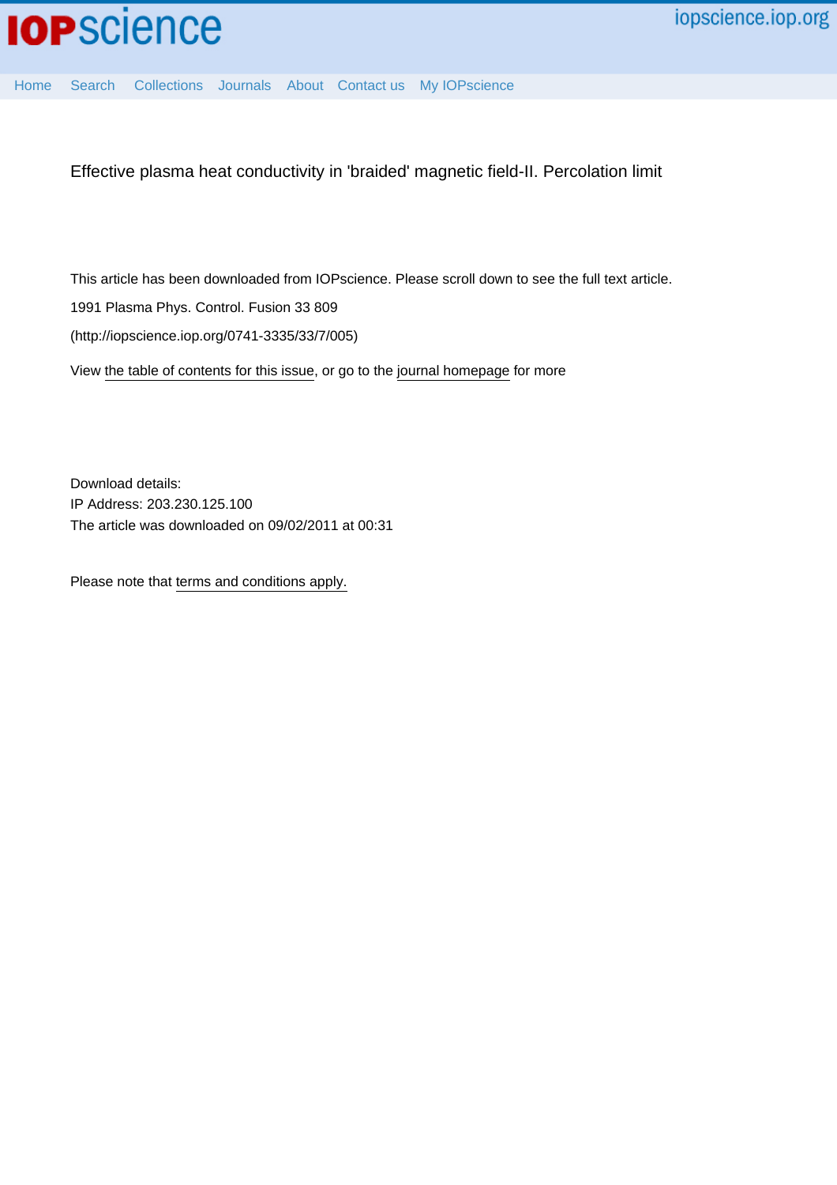Effective plasma heat conductivity in 'braided' magnetic field-II. Percolation limit

This article has been downloaded from IOPscience. Please scroll down to see the full text article.

1991 Plasma Phys. Control. Fusion 33 809

(http://iopscience.iop.org/0741-3335/33/7/005)

View the table of contents for this issue, or go to the journal homepage for more

Download details:
IP Address: 203.230.125.100
The article was downloaded on 09/02/2011 at 00:31

Please note that terms and conditions apply.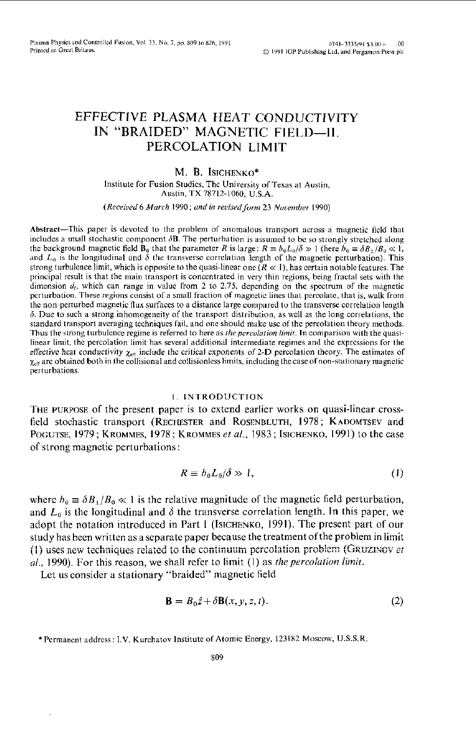# EFFECTIVE PLASMA HEAT CONDUCTIVITY IN "BRAIDED" MAGNETIC FIELD—II. PERCOLATION LIMIT

M. B. ISICHENKO*

Institute for Fusion Studies, The University of Texas at Austin, Austin, TX 78712-1060, U.S.A.

*(Received 6 March 1990; and in revised form 23 November 1990)*

**Abstract**—This paper is devoted to the problem of anomalous transport across a magnetic field that includes a small stochastic component $\delta\mathbf{B}$. The perturbation is assumed to be so strongly stretched along the background magnetic field $\mathbf{B}_0$ that the parameter $R$ is large: $R \equiv b_0 L_0/\delta \gg 1$ (here $b_0 \equiv \delta B_\perp/B_0 \ll 1$, and $L_0$ is the longitudinal and $\delta$ the transverse correlation length of the magnetic perturbation). This strong turbulence limit, which is opposite to the quasi-linear one ($R \ll 1$), has certain notable features. The principal result is that the main transport is concentrated in very thin regions, being fractal sets with the dimension $d_f$, which can range in value from 2 to 2.75, depending on the spectrum of the magnetic perturbation. These regions consist of a small fraction of magnetic lines that percolate, that is, walk from the non-perturbed magnetic flux surfaces to a distance large compared to the transverse correlation length $\delta$. Due to such a strong inhomogeneity of the transport distribution, as well as the long correlations, the standard transport averaging techniques fail, and one should make use of the percolation theory methods. Thus the strong turbulence regime is referred to here as *the percolation limit*. In comparison with the quasi-linear limit, the percolation limit has several additional intermediate regimes and the expressions for the effective heat conductivity $\chi_{\text{eff}}$ include the critical exponents of 2-D percolation theory. The estimates of $\chi_{\text{eff}}$ are obtained both in the collisional and collisionless limits, including the case of non-stationary magnetic perturbations.

## 1. INTRODUCTION

THE PURPOSE of the present paper is to extend earlier works on quasi-linear cross-field stochastic transport (RECHESTER and ROSENBLUTH, 1978; KADOMTSEV and POGUTSE, 1979; KROMMES, 1978; KROMMES *et al.*, 1983; ISICHENKO, 1991) to the case of strong magnetic perturbations:

$$R \equiv b_0 L_0/\delta \gg 1, \tag{1}$$

where $b_0 \equiv \delta B_\perp/B_0 \ll 1$ is the relative magnitude of the magnetic field perturbation, and $L_0$ is the longitudinal and $\delta$ the transverse correlation length. In this paper, we adopt the notation introduced in Part I (ISICHENKO, 1991). The present part of our study has been written as a separate paper because the treatment of the problem in limit (1) uses new techniques related to the continuum percolation problem (GRUZINOV *et al.*, 1990). For this reason, we shall refer to limit (1) as *the percolation limit*.

Let us consider a stationary "braided" magnetic field

$$\mathbf{B} = B_0\hat{z} + \delta\mathbf{B}(x, y, z, t). \tag{2}$$

* Permanent address: I.V. Kurchatov Institute of Atomic Energy, 123182 Moscow, U.S.S.R.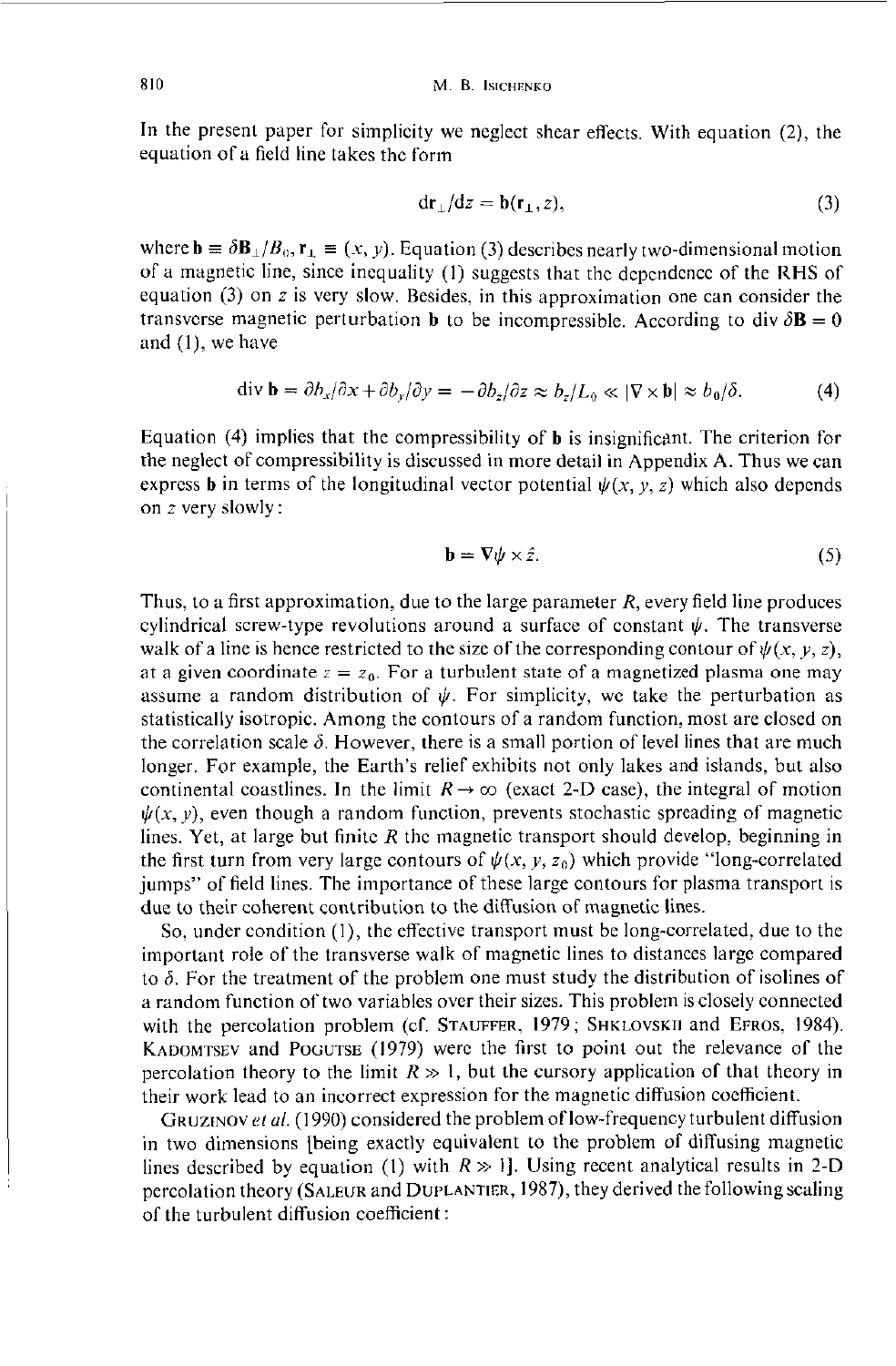In the present paper for simplicity we neglect shear effects. With equation (2), the equation of a field line takes the form

$$\mathrm{d}\mathbf{r}_\perp/\mathrm{d}z = \mathbf{b}(\mathbf{r}_\perp, z), \tag{3}$$

where $\mathbf{b} \equiv \delta\mathbf{B}_\perp/B_0$, $\mathbf{r}_\perp \equiv (x, y)$. Equation (3) describes nearly two-dimensional motion of a magnetic line, since inequality (1) suggests that the dependence of the RHS of equation (3) on $z$ is very slow. Besides, in this approximation one can consider the transverse magnetic perturbation $\mathbf{b}$ to be incompressible. According to div $\delta\mathbf{B} = 0$ and (1), we have

$$\operatorname{div}\mathbf{b} = \partial b_x/\partial x + \partial b_y/\partial y = -\partial b_z/\partial z \approx b_z/L_0 \ll |\nabla \times \mathbf{b}| \approx b_0/\delta. \tag{4}$$

Equation (4) implies that the compressibility of $\mathbf{b}$ is insignificant. The criterion for the neglect of compressibility is discussed in more detail in Appendix A. Thus we can express $\mathbf{b}$ in terms of the longitudinal vector potential $\psi(x, y, z)$ which also depends on $z$ very slowly:

$$\mathbf{b} = \nabla\psi \times \hat{z}. \tag{5}$$

Thus, to a first approximation, due to the large parameter $R$, every field line produces cylindrical screw-type revolutions around a surface of constant $\psi$. The transverse walk of a line is hence restricted to the size of the corresponding contour of $\psi(x, y, z)$, at a given coordinate $z = z_0$. For a turbulent state of a magnetized plasma one may assume a random distribution of $\psi$. For simplicity, we take the perturbation as statistically isotropic. Among the contours of a random function, most are closed on the correlation scale $\delta$. However, there is a small portion of level lines that are much longer. For example, the Earth's relief exhibits not only lakes and islands, but also continental coastlines. In the limit $R \to \infty$ (exact 2-D case), the integral of motion $\psi(x, y)$, even though a random function, prevents stochastic spreading of magnetic lines. Yet, at large but finite $R$ the magnetic transport should develop, beginning in the first turn from very large contours of $\psi(x, y, z_0)$ which provide "long-correlated jumps" of field lines. The importance of these large contours for plasma transport is due to their coherent contribution to the diffusion of magnetic lines.

So, under condition (1), the effective transport must be long-correlated, due to the important role of the transverse walk of magnetic lines to distances large compared to $\delta$. For the treatment of the problem one must study the distribution of isolines of a random function of two variables over their sizes. This problem is closely connected with the percolation problem (cf. STAUFFER, 1979; SHKLOVSKII and EFROS, 1984). KADOMTSEV and POGUTSE (1979) were the first to point out the relevance of the percolation theory to the limit $R \gg 1$, but the cursory application of that theory in their work lead to an incorrect expression for the magnetic diffusion coefficient.

GRUZINOV *et al.* (1990) considered the problem of low-frequency turbulent diffusion in two dimensions [being exactly equivalent to the problem of diffusing magnetic lines described by equation (1) with $R \gg 1$]. Using recent analytical results in 2-D percolation theory (SALEUR and DUPLANTIER, 1987), they derived the following scaling of the turbulent diffusion coefficient: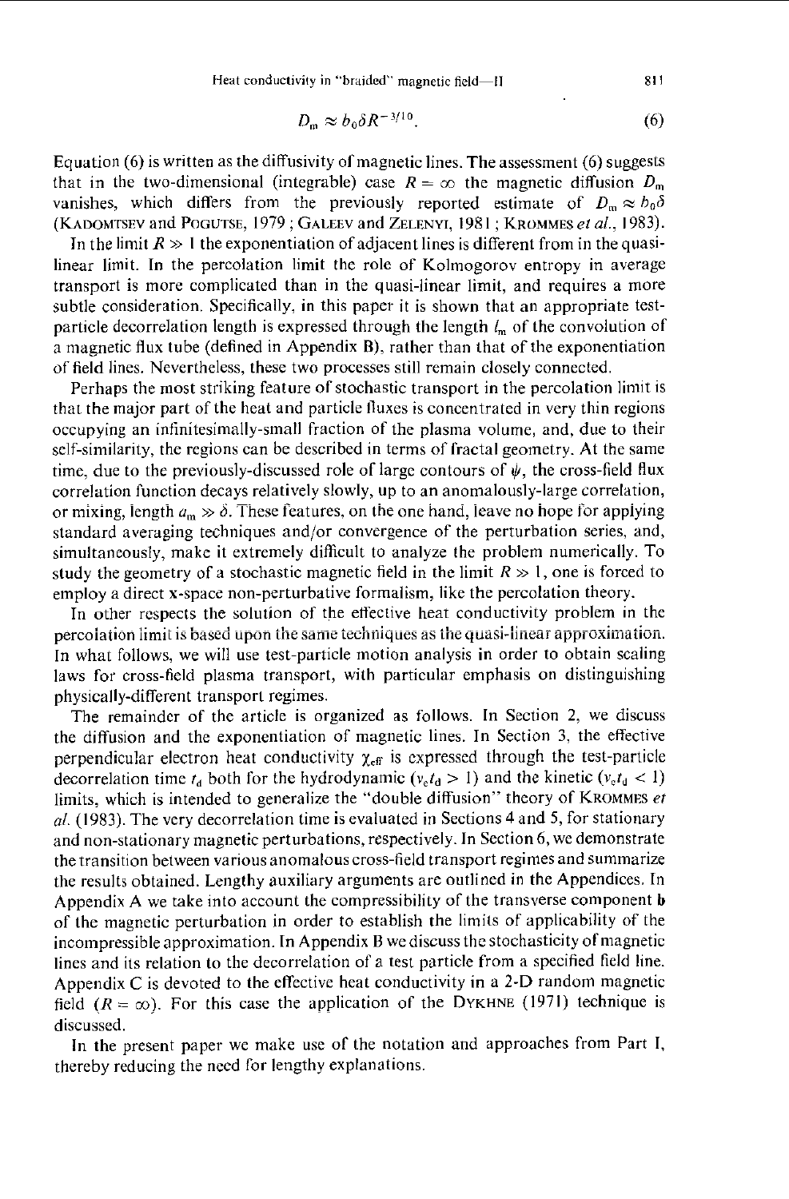$$D_m \approx b_0 \delta R^{-3/10}. \tag{6}$$

Equation (6) is written as the diffusivity of magnetic lines. The assessment (6) suggests that in the two-dimensional (integrable) case $R = \infty$ the magnetic diffusion $D_m$ vanishes, which differs from the previously reported estimate of $D_m \approx b_0 \delta$ (Kadomtsev and Pogutse, 1979; Galeev and Zelenyi, 1981; Krommes *et al.*, 1983).

In the limit $R \gg 1$ the exponentiation of adjacent lines is different from in the quasi-linear limit. In the percolation limit the role of Kolmogorov entropy in average transport is more complicated than in the quasi-linear limit, and requires a more subtle consideration. Specifically, in this paper it is shown that an appropriate test-particle decorrelation length is expressed through the length $l_m$ of the convolution of a magnetic flux tube (defined in Appendix B), rather than that of the exponentiation of field lines. Nevertheless, these two processes still remain closely connected.

Perhaps the most striking feature of stochastic transport in the percolation limit is that the major part of the heat and particle fluxes is concentrated in very thin regions occupying an infinitesimally-small fraction of the plasma volume, and, due to their self-similarity, the regions can be described in terms of fractal geometry. At the same time, due to the previously-discussed role of large contours of $\psi$, the cross-field flux correlation function decays relatively slowly, up to an anomalously-large correlation, or mixing, length $a_m \gg \delta$. These features, on the one hand, leave no hope for applying standard averaging techniques and/or convergence of the perturbation series, and, simultaneously, make it extremely difficult to analyze the problem numerically. To study the geometry of a stochastic magnetic field in the limit $R \gg 1$, one is forced to employ a direct **x**-space non-perturbative formalism, like the percolation theory.

In other respects the solution of the effective heat conductivity problem in the percolation limit is based upon the same techniques as the quasi-linear approximation. In what follows, we will use test-particle motion analysis in order to obtain scaling laws for cross-field plasma transport, with particular emphasis on distinguishing physically-different transport regimes.

The remainder of the article is organized as follows. In Section 2, we discuss the diffusion and the exponentiation of magnetic lines. In Section 3, the effective perpendicular electron heat conductivity $\chi_{\mathrm{eff}}$ is expressed through the test-particle decorrelation time $t_d$ both for the hydrodynamic ($v_c t_d > 1$) and the kinetic ($v_c t_d < 1$) limits, which is intended to generalize the "double diffusion" theory of Krommes *et al.* (1983). The very decorrelation time is evaluated in Sections 4 and 5, for stationary and non-stationary magnetic perturbations, respectively. In Section 6, we demonstrate the transition between various anomalous cross-field transport regimes and summarize the results obtained. Lengthy auxiliary arguments are outlined in the Appendices. In Appendix A we take into account the compressibility of the transverse component **b** of the magnetic perturbation in order to establish the limits of applicability of the incompressible approximation. In Appendix B we discuss the stochasticity of magnetic lines and its relation to the decorrelation of a test particle from a specified field line. Appendix C is devoted to the effective heat conductivity in a 2-D random magnetic field ($R = \infty$). For this case the application of the Dykhne (1971) technique is discussed.

In the present paper we make use of the notation and approaches from Part I, thereby reducing the need for lengthy explanations.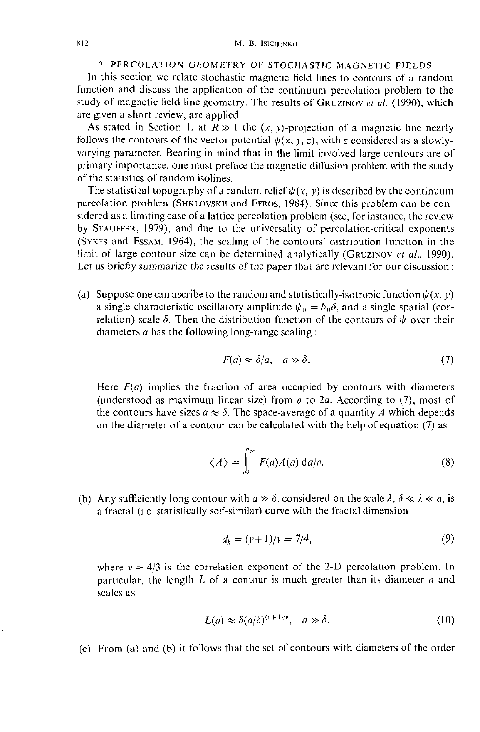## 2. PERCOLATION GEOMETRY OF STOCHASTIC MAGNETIC FIELDS

In this section we relate stochastic magnetic field lines to contours of a random function and discuss the application of the continuum percolation problem to the study of magnetic field line geometry. The results of GRUZINOV *et al.* (1990), which are given a short review, are applied.

As stated in Section 1, at $R \gg 1$ the $(x, y)$-projection of a magnetic line nearly follows the contours of the vector potential $\psi(x, y, z)$, with $z$ considered as a slowly-varying parameter. Bearing in mind that in the limit involved large contours are of primary importance, one must preface the magnetic diffusion problem with the study of the statistics of random isolines.

The statistical topography of a random relief $\psi(x, y)$ is described by the continuum percolation problem (SHKLOVSKII and EFROS, 1984). Since this problem can be considered as a limiting case of a lattice percolation problem (see, for instance, the review by STAUFFER, 1979), and due to the universality of percolation-critical exponents (SYKES and ESSAM, 1964), the scaling of the contours' distribution function in the limit of large contour size can be determined analytically (GRUZINOV *et al.*, 1990). Let us briefly summarize the results of the paper that are relevant for our discussion:

(a) Suppose one can ascribe to the random and statistically-isotropic function $\psi(x, y)$ a single characteristic oscillatory amplitude $\psi_0 = b_0\delta$, and a single spatial (correlation) scale $\delta$. Then the distribution function of the contours of $\psi$ over their diameters $a$ has the following long-range scaling:

$$F(a) \approx \delta/a, \quad a \gg \delta. \tag{7}$$

Here $F(a)$ implies the fraction of area occupied by contours with diameters (understood as maximum linear size) from $a$ to $2a$. According to (7), most of the contours have sizes $a \approx \delta$. The space-average of a quantity $A$ which depends on the diameter of a contour can be calculated with the help of equation (7) as

$$\langle A \rangle = \int_{\delta}^{\infty} F(a)A(a)\, \mathrm{d}a/a. \tag{8}$$

(b) Any sufficiently long contour with $a \gg \delta$, considered on the scale $\lambda$, $\delta \ll \lambda \ll a$, is a fractal (i.e. statistically self-similar) curve with the fractal dimension

$$d_h = (\nu+1)/\nu = 7/4, \tag{9}$$

where $\nu = 4/3$ is the correlation exponent of the 2-D percolation problem. In particular, the length $L$ of a contour is much greater than its diameter $a$ and scales as

$$L(a) \approx \delta(a/\delta)^{(\nu+1)/\nu}, \quad a \gg \delta. \tag{10}$$

(c) From (a) and (b) it follows that the set of contours with diameters of the order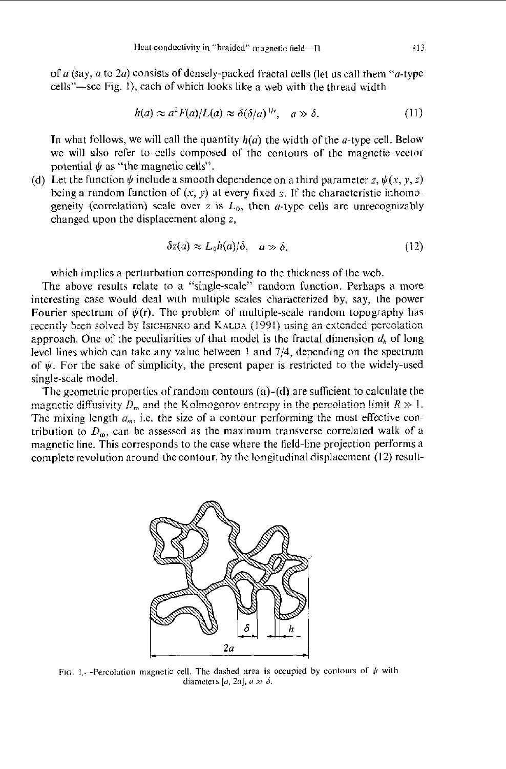of $a$ (say, $a$ to $2a$) consists of densely-packed fractal cells (let us call them "$a$-type cells"—see Fig. 1), each of which looks like a web with the thread width

$$h(a) \approx a^2 F(a)/L(a) \approx \delta(\delta/a)^{1/\nu}, \quad a \gg \delta. \tag{11}$$

In what follows, we will call the quantity $h(a)$ the width of the $a$-type cell. Below we will also refer to cells composed of the contours of the magnetic vector potential $\psi$ as "the magnetic cells".

(d) Let the function $\psi$ include a smooth dependence on a third parameter $z$, $\psi(x, y, z)$ being a random function of $(x, y)$ at every fixed $z$. If the characteristic inhomogeneity (correlation) scale over $z$ is $L_0$, then $a$-type cells are unrecognizably changed upon the displacement along $z$,

$$\delta z(a) \approx L_0 h(a)/\delta, \quad a \gg \delta, \tag{12}$$

which implies a perturbation corresponding to the thickness of the web.

The above results relate to a "single-scale" random function. Perhaps a more interesting case would deal with multiple scales characterized by, say, the power Fourier spectrum of $\psi(\mathbf{r})$. The problem of multiple-scale random topography has recently been solved by ISICHENKO and KALDA (1991) using an extended percolation approach. One of the peculiarities of that model is the fractal dimension $d_h$ of long level lines which can take any value between 1 and 7/4, depending on the spectrum of $\psi$. For the sake of simplicity, the present paper is restricted to the widely-used single-scale model.

The geometric properties of random contours (a)–(d) are sufficient to calculate the magnetic diffusivity $D_m$ and the Kolmogorov entropy in the percolation limit $R \gg 1$. The mixing length $a_m$, i.e. the size of a contour performing the most effective contribution to $D_m$, can be assessed as the maximum transverse correlated walk of a magnetic line. This corresponds to the case where the field-line projection performs a complete revolution around the contour, by the longitudinal displacement (12) result-

FIG. 1.—Percolation magnetic cell. The dashed area is occupied by contours of $\psi$ with diameters $[a, 2a]$, $a \gg \delta$.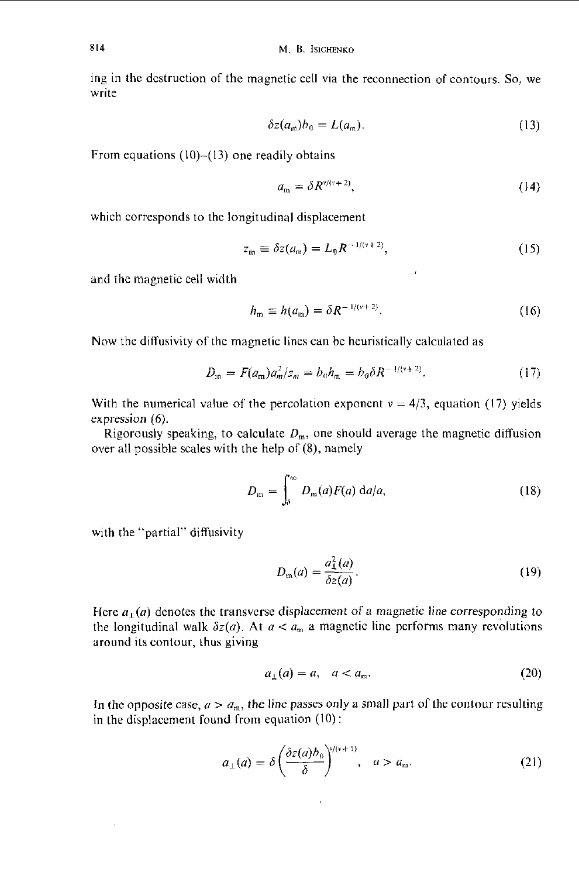ing in the destruction of the magnetic cell via the reconnection of contours. So, we write

$$\delta z(a_{\mathrm{m}}) b_0 = L(a_{\mathrm{m}}). \tag{13}$$

From equations (10)–(13) one readily obtains

$$a_{\mathrm{m}} = \delta R^{\nu/(\nu+2)}, \tag{14}$$

which corresponds to the longitudinal displacement

$$z_{\mathrm{m}} \equiv \delta z(a_{\mathrm{m}}) = L_0 R^{-1/(\nu+2)}, \tag{15}$$

and the magnetic cell width

$$h_{\mathrm{m}} \equiv h(a_{\mathrm{m}}) = \delta R^{-1/(\nu+2)}. \tag{16}$$

Now the diffusivity of the magnetic lines can be heuristically calculated as

$$D_{\mathrm{m}} = F(a_{\mathrm{m}}) a_m^2 / z_m = b_0 h_{\mathrm{m}} = b_0 \delta R^{-1/(\nu+2)}. \tag{17}$$

With the numerical value of the percolation exponent $\nu = 4/3$, equation (17) yields expression (6).

Rigorously speaking, to calculate $D_{\mathrm{m}}$, one should average the magnetic diffusion over all possible scales with the help of (8), namely

$$D_{\mathrm{m}} = \int_{\delta}^{\infty} D_{\mathrm{m}}(a) F(a) \, \mathrm{d}a/a, \tag{18}$$

with the "partial" diffusivity

$$D_{\mathrm{m}}(a) = \frac{a_{\perp}^2(a)}{\delta z(a)}. \tag{19}$$

Here $a_{\perp}(a)$ denotes the transverse displacement of a magnetic line corresponding to the longitudinal walk $\delta z(a)$. At $a < a_{\mathrm{m}}$ a magnetic line performs many revolutions around its contour, thus giving

$$a_{\perp}(a) = a, \quad a < a_{\mathrm{m}}. \tag{20}$$

In the opposite case, $a > a_{\mathrm{m}}$, the line passes only a small part of the contour resulting in the displacement found from equation (10):

$$a_{\perp}(a) = \delta \left( \frac{\delta z(a) b_0}{\delta} \right)^{\nu/(\nu+1)}, \quad a > a_{\mathrm{m}}. \tag{21}$$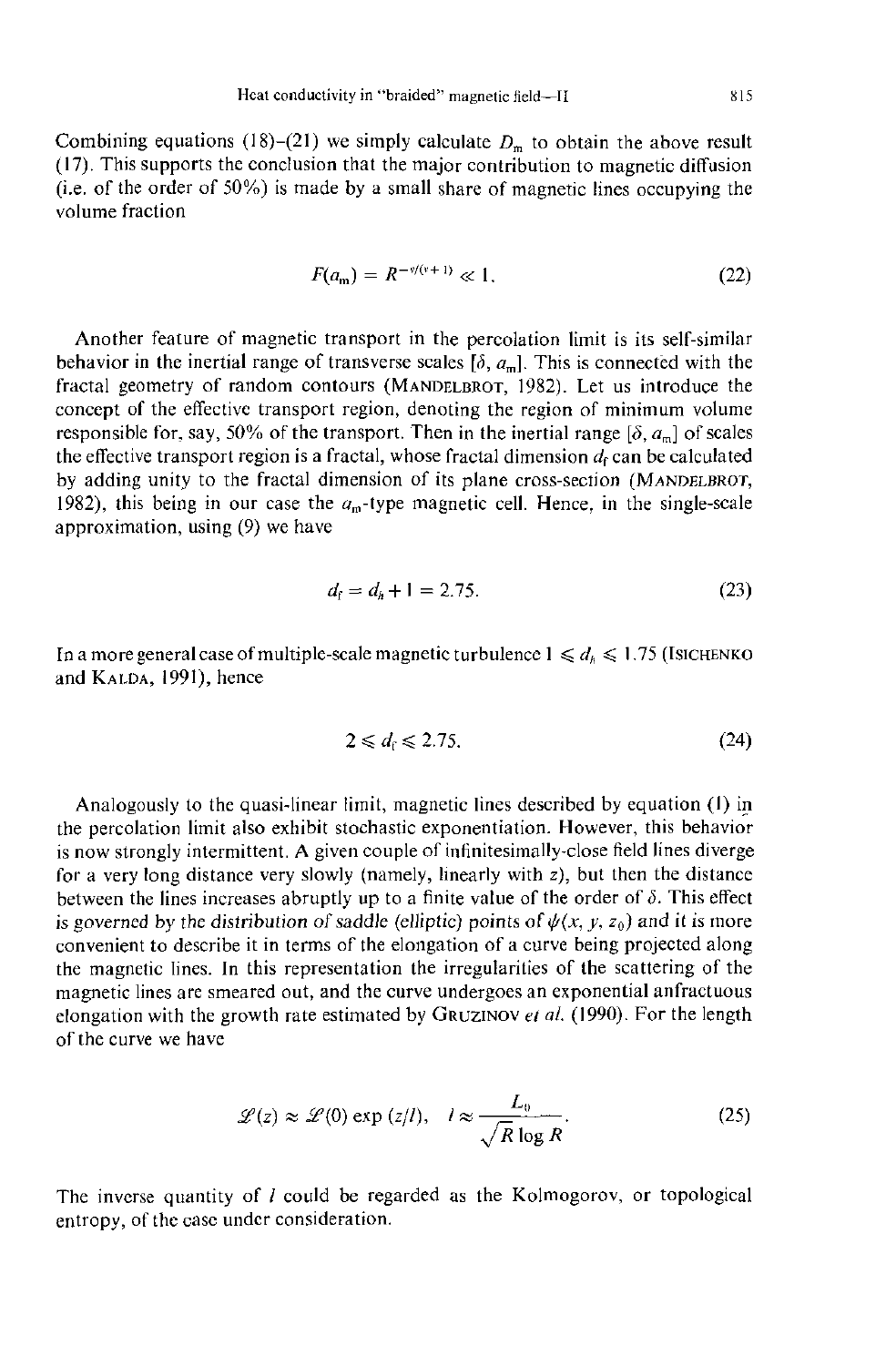Combining equations (18)–(21) we simply calculate $D_m$ to obtain the above result (17). This supports the conclusion that the major contribution to magnetic diffusion (i.e. of the order of 50%) is made by a small share of magnetic lines occupying the volume fraction

$$F(a_m) = R^{-\nu/(\nu+1)} \ll 1. \tag{22}$$

Another feature of magnetic transport in the percolation limit is its self-similar behavior in the inertial range of transverse scales $[\delta, a_m]$. This is connected with the fractal geometry of random contours (MANDELBROT, 1982). Let us introduce the concept of the effective transport region, denoting the region of minimum volume responsible for, say, 50% of the transport. Then in the inertial range $[\delta, a_m]$ of scales the effective transport region is a fractal, whose fractal dimension $d_f$ can be calculated by adding unity to the fractal dimension of its plane cross-section (MANDELBROT, 1982), this being in our case the $a_m$-type magnetic cell. Hence, in the single-scale approximation, using (9) we have

$$d_f = d_h + 1 = 2.75. \tag{23}$$

In a more general case of multiple-scale magnetic turbulence $1 \leqslant d_h \leqslant 1.75$ (ISICHENKO and KALDA, 1991), hence

$$2 \leqslant d_f \leqslant 2.75. \tag{24}$$

Analogously to the quasi-linear limit, magnetic lines described by equation (1) in the percolation limit also exhibit stochastic exponentiation. However, this behavior is now strongly intermittent. A given couple of infinitesimally-close field lines diverge for a very long distance very slowly (namely, linearly with $z$), but then the distance between the lines increases abruptly up to a finite value of the order of $\delta$. This effect is governed by the *distribution of saddle (elliptic) points of* $\psi(x, y, z_0)$ and it is more convenient to describe it in terms of the elongation of a curve being projected along the magnetic lines. In this representation the irregularities of the scattering of the magnetic lines are smeared out, and the curve undergoes an exponential anfractuous elongation with the growth rate estimated by GRUZINOV *et al.* (1990). For the length of the curve we have

$$\mathscr{L}(z) \approx \mathscr{L}(0) \exp(z/l), \quad l \approx \frac{L_0}{\sqrt{R}\log R}. \tag{25}$$

The inverse quantity of $l$ could be regarded as the Kolmogorov, or topological entropy, of the case under consideration.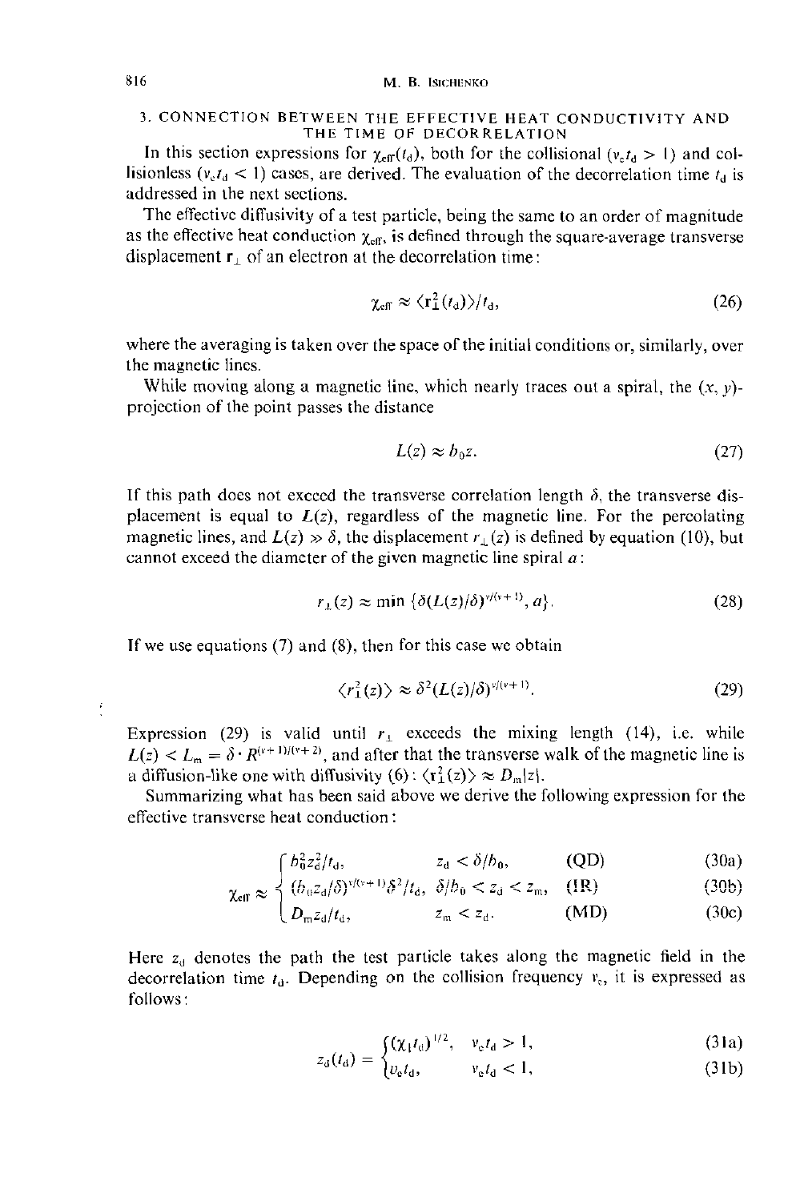## 3. CONNECTION BETWEEN THE EFFECTIVE HEAT CONDUCTIVITY AND THE TIME OF DECORRELATION

In this section expressions for $\chi_{\text{eff}}(t_d)$, both for the collisional ($\nu_e t_d > 1$) and collisionless ($\nu_e t_d < 1$) cases, are derived. The evaluation of the decorrelation time $t_d$ is addressed in the next sections.

The effective diffusivity of a test particle, being the same to an order of magnitude as the effective heat conduction $\chi_{\text{eff}}$, is defined through the square-average transverse displacement $\mathbf{r}_\perp$ of an electron at the decorrelation time:

$$\chi_{\text{eff}} \approx \langle \mathbf{r}_\perp^2(t_d) \rangle / t_d, \tag{26}$$

where the averaging is taken over the space of the initial conditions or, similarly, over the magnetic lines.

While moving along a magnetic line, which nearly traces out a spiral, the $(x, y)$-projection of the point passes the distance

$$L(z) \approx b_0 z. \tag{27}$$

If this path does not exceed the transverse correlation length $\delta$, the transverse displacement is equal to $L(z)$, regardless of the magnetic line. For the percolating magnetic lines, and $L(z) \gg \delta$, the displacement $r_\perp(z)$ is defined by equation (10), but cannot exceed the diameter of the given magnetic line spiral $a$:

$$r_\perp(z) \approx \min \{\delta (L(z)/\delta)^{\nu/(\nu+1)}, a\}. \tag{28}$$

If we use equations (7) and (8), then for this case we obtain

$$\langle r_\perp^2(z) \rangle \approx \delta^2 (L(z)/\delta)^{\nu/(\nu+1)}. \tag{29}$$

Expression (29) is valid until $r_\perp$ exceeds the mixing length (14), i.e. while $L(z) < L_m = \delta \cdot R^{(\nu+1)/(\nu+2)}$, and after that the transverse walk of the magnetic line is a diffusion-like one with diffusivity (6): $\langle \mathbf{r}_\perp^2(z) \rangle \approx D_m |z|$.

Summarizing what has been said above we derive the following expression for the effective transverse heat conduction:

$$\chi_{\text{eff}} \approx \begin{cases} b_0^2 z_d^2 / t_d, & z_d < \delta / b_0, \quad \text{(QD)} \quad (30\text{a}) \\ (b_0 z_d / \delta)^{\nu/(\nu+1)} \delta^2 / t_d, & \delta / b_0 < z_d < z_m, \quad \text{(IR)} \quad (30\text{b}) \\ D_m z_d / t_d, & z_m < z_d. \quad \text{(MD)} \quad (30\text{c}) \end{cases}$$

Here $z_d$ denotes the path the test particle takes along the magnetic field in the decorrelation time $t_d$. Depending on the collision frequency $\nu_e$, it is expressed as follows:

$$z_d(t_d) = \begin{cases} (\chi_\parallel t_d)^{1/2}, & \nu_e t_d > 1, \quad (31\text{a}) \\ v_e t_d, & \nu_e t_d < 1, \quad (31\text{b}) \end{cases}$$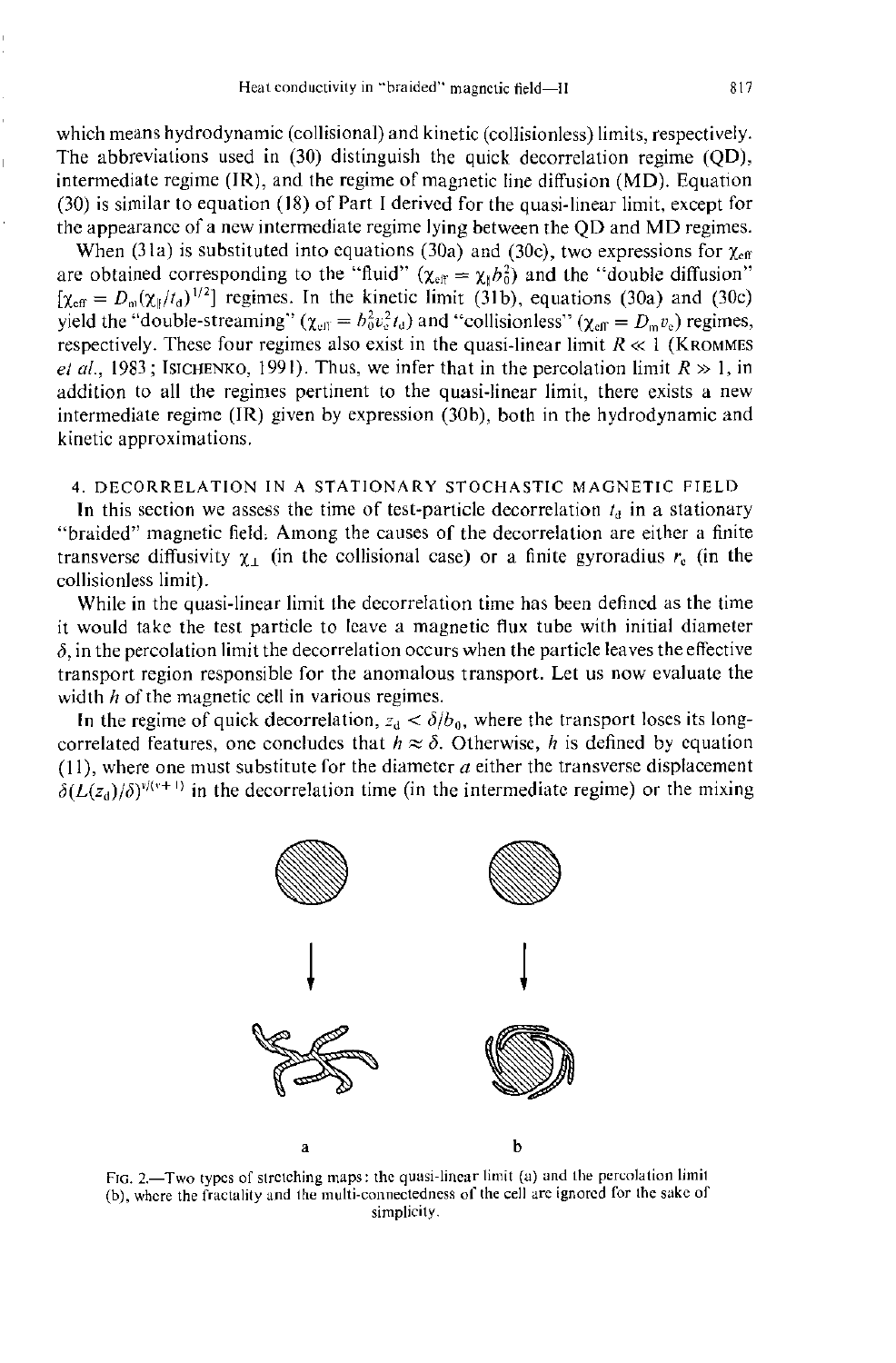which means hydrodynamic (collisional) and kinetic (collisionless) limits, respectively. The abbreviations used in (30) distinguish the quick decorrelation regime (QD), intermediate regime (IR), and the regime of magnetic line diffusion (MD). Equation (30) is similar to equation (18) of Part I derived for the quasi-linear limit, except for the appearance of a new intermediate regime lying between the QD and MD regimes.

When (31a) is substituted into equations (30a) and (30c), two expressions for $\chi_{eff}$ are obtained corresponding to the "fluid" ($\chi_{eff} = \chi_{\|} b_0^2$) and the "double diffusion" [$\chi_{eff} = D_m(\chi_{\|}/t_d)^{1/2}$] regimes. In the kinetic limit (31b), equations (30a) and (30c) yield the "double-streaming" ($\chi_{eff} = b_0^2 v_e^2 t_d$) and "collisionless" ($\chi_{eff} = D_m v_e$) regimes, respectively. These four regimes also exist in the quasi-linear limit $R \ll 1$ (Krommes *et al.*, 1983; Isichenko, 1991). Thus, we infer that in the percolation limit $R \gg 1$, in addition to all the regimes pertinent to the quasi-linear limit, there exists a new intermediate regime (IR) given by expression (30b), both in the hydrodynamic and kinetic approximations.

## 4. DECORRELATION IN A STATIONARY STOCHASTIC MAGNETIC FIELD

In this section we assess the time of test-particle decorrelation $t_d$ in a stationary "braided" magnetic field. Among the causes of the decorrelation are either a finite transverse diffusivity $\chi_{\perp}$ (in the collisional case) or a finite gyroradius $r_e$ (in the collisionless limit).

While in the quasi-linear limit the decorrelation time has been defined as the time it would take the test particle to leave a magnetic flux tube with initial diameter $\delta$, in the percolation limit the decorrelation occurs when the particle leaves the effective transport region responsible for the anomalous transport. Let us now evaluate the width $h$ of the magnetic cell in various regimes.

In the regime of quick decorrelation, $z_d < \delta/b_0$, where the transport loses its long-correlated features, one concludes that $h \approx \delta$. Otherwise, $h$ is defined by equation (11), where one must substitute for the diameter $a$ either the transverse displacement $\delta(L(z_d)/\delta)^{\nu/(\nu+1)}$ in the decorrelation time (in the intermediate regime) or the mixing

Fig. 2.—Two types of stretching maps: the quasi-linear limit (a) and the percolation limit (b), where the fractality and the multi-connectedness of the cell are ignored for the sake of simplicity.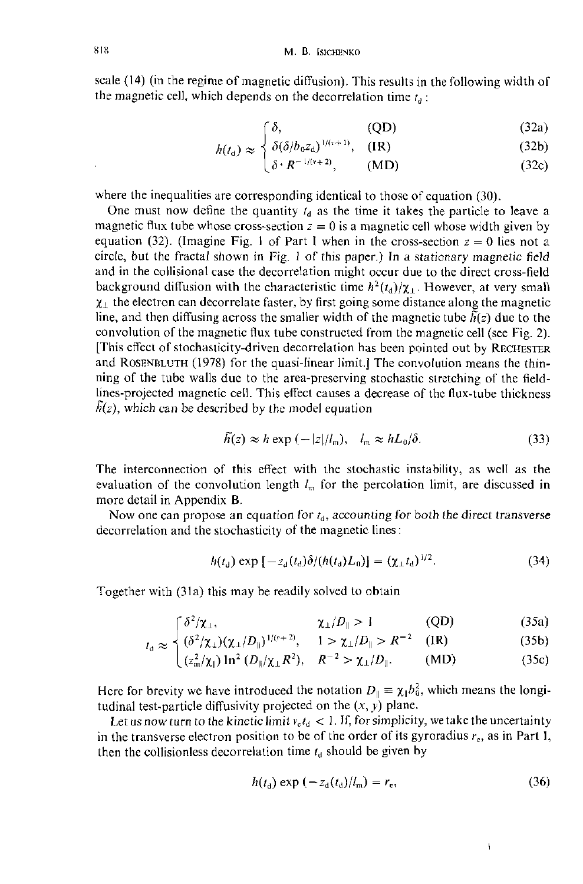scale (14) (in the regime of magnetic diffusion). This results in the following width of the magnetic cell, which depends on the decorrelation time $t_d$:

$$
h(t_d) \approx \begin{cases} \delta, & \text{(QD)} \quad (32a) \\ \delta(\delta/b_0 z_d)^{1/(\nu+1)}, & \text{(IR)} \quad (32b) \\ \delta \cdot R^{-1/(\nu+2)}, & \text{(MD)} \quad (32c) \end{cases}
$$

where the inequalities are corresponding identical to those of equation (30).

One must now define the quantity $t_d$ as the time it takes the particle to leave a magnetic flux tube whose cross-section $z = 0$ is a magnetic cell whose width given by equation (32). (Imagine Fig. 1 of Part I when in the cross-section $z = 0$ lies not a circle, but the fractal shown in Fig. 1 of this paper.) In a *stationary magnetic field* and in the collisional case the decorrelation might occur due to the direct cross-field background diffusion with the characteristic time $h^2(t_d)/\chi_\perp$. However, at very small $\chi_\perp$ the electron can decorrelate faster, by first going some distance along the magnetic line, and then diffusing across the smaller width of the magnetic tube $\tilde{h}(z)$ due to the convolution of the magnetic flux tube constructed from the magnetic cell (see Fig. 2). [This effect of stochasticity-driven decorrelation has been pointed out by RECHESTER and ROSENBLUTH (1978) for the quasi-linear limit.] The convolution means the thinning of the tube walls due to the area-preserving stochastic stretching of the field-lines-projected magnetic cell. This effect causes a decrease of the flux-tube thickness $\tilde{h}(z)$, which can be described by the model equation

$$
\tilde{h}(z) \approx h \exp(-|z|/l_m), \quad l_m \approx hL_0/\delta. \tag{33}
$$

The interconnection of this effect with the stochastic instability, as well as the evaluation of the convolution length $l_m$ for the percolation limit, are discussed in more detail in Appendix B.

Now one can propose an equation for $t_d$, *accounting for both the direct transverse decorrelation and the stochasticity of the magnetic lines*:

$$
h(t_d) \exp[-z_d(t_d)\delta/(h(t_d)L_0)] = (\chi_\perp t_d)^{1/2}. \tag{34}
$$

Together with (31a) this may be readily solved to obtain

$$
t_d \approx \begin{cases} \delta^2/\chi_\perp, & \chi_\perp/D_\parallel > 1 \quad \text{(QD)} \quad (35a) \\ (\delta^2/\chi_\perp)(\chi_\perp/D_\parallel)^{1/(\nu+2)}, & 1 > \chi_\perp/D_\parallel > R^{-2} \quad \text{(IR)} \quad (35b) \\ (z_m^2/\chi_\parallel)\ln^2(D_\parallel/\chi_\perp R^2), & R^{-2} > \chi_\perp/D_\parallel. \quad \text{(MD)} \quad (35c) \end{cases}
$$

Here for brevity we have introduced the notation $D_\parallel \equiv \chi_\parallel b_0^2$, which means the longitudinal test-particle diffusivity projected on the $(x, y)$ plane.

*Let us now turn to the kinetic limit* $\nu_e t_d < 1$. If, for simplicity, we take the uncertainty in the transverse electron position to be of the order of its gyroradius $r_e$, as in Part I, then the collisionless decorrelation time $t_d$ should be given by

$$
h(t_d) \exp(-z_d(t_d)/l_m) = r_e, \tag{36}
$$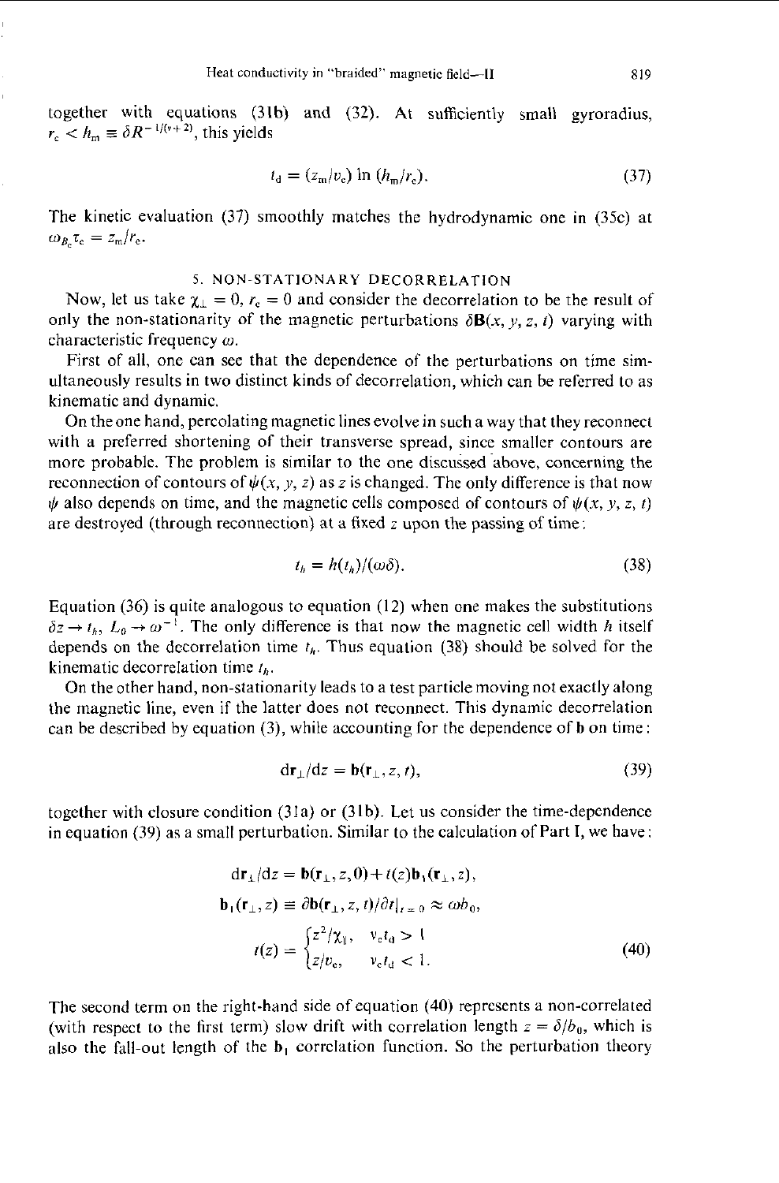together with equations (31b) and (32). At sufficiently small gyroradius, $r_c < h_m \equiv \delta R^{-1/(\nu+2)}$, this yields

$$t_d = (z_m/v_c)\ln(h_m/r_c). \tag{37}$$

The kinetic evaluation (37) smoothly matches the hydrodynamic one in (35c) at $\omega_{B_c}\tau_c = z_m/r_c$.

## 5. NON-STATIONARY DECORRELATION

Now, let us take $\chi_\perp = 0$, $r_c = 0$ and consider the decorrelation to be the result of only the non-stationarity of the magnetic perturbations $\delta\mathbf{B}(x, y, z, t)$ varying with characteristic frequency $\omega$.

First of all, one can see that the dependence of the perturbations on time simultaneously results in two distinct kinds of decorrelation, which can be referred to as kinematic and dynamic.

On the one hand, percolating magnetic lines evolve in such a way that they reconnect with a preferred shortening of their transverse spread, since smaller contours are more probable. The problem is similar to the one discussed above, concerning the reconnection of contours of $\psi(x, y, z)$ as $z$ is changed. The only difference is that now $\psi$ also depends on time, and the magnetic cells composed of contours of $\psi(x, y, z, t)$ are destroyed (through reconnection) at a fixed $z$ upon the passing of time:

$$t_h = h(t_h)/(\omega\delta). \tag{38}$$

Equation (36) is quite analogous to equation (12) when one makes the substitutions $\delta z \to t_h$, $L_0 \to \omega^{-1}$. The only difference is that now the magnetic cell width $h$ itself depends on the decorrelation time $t_h$. Thus equation (38) should be solved for the kinematic decorrelation time $t_h$.

On the other hand, non-stationarity leads to a test particle moving not exactly along the magnetic line, even if the latter does not reconnect. This dynamic decorrelation can be described by equation (3), while accounting for the dependence of $\mathbf{b}$ on time:

$$d\mathbf{r}_\perp/dz = \mathbf{b}(\mathbf{r}_\perp, z, t), \tag{39}$$

together with closure condition (31a) or (31b). Let us consider the time-dependence in equation (39) as a small perturbation. Similar to the calculation of Part I, we have:

$$\begin{gathered}
d\mathbf{r}_\perp/dz = \mathbf{b}(\mathbf{r}_\perp, z, 0) + t(z)\mathbf{b}_1(\mathbf{r}_\perp, z), \\
\mathbf{b}_1(\mathbf{r}_\perp, z) \equiv \partial\mathbf{b}(\mathbf{r}_\perp, z, t)/\partial t|_{t=0} \approx \omega b_0, \\
t(z) = \begin{cases} z^2/\chi_\parallel, & v_c t_d > 1 \\ z/v_c, & v_c t_d < 1. \end{cases}
\end{gathered} \tag{40}$$

The second term on the right-hand side of equation (40) represents a non-correlated (with respect to the first term) slow drift with correlation length $z = \delta/b_0$, which is also the fall-out length of the $\mathbf{b}_1$ correlation function. So the perturbation theory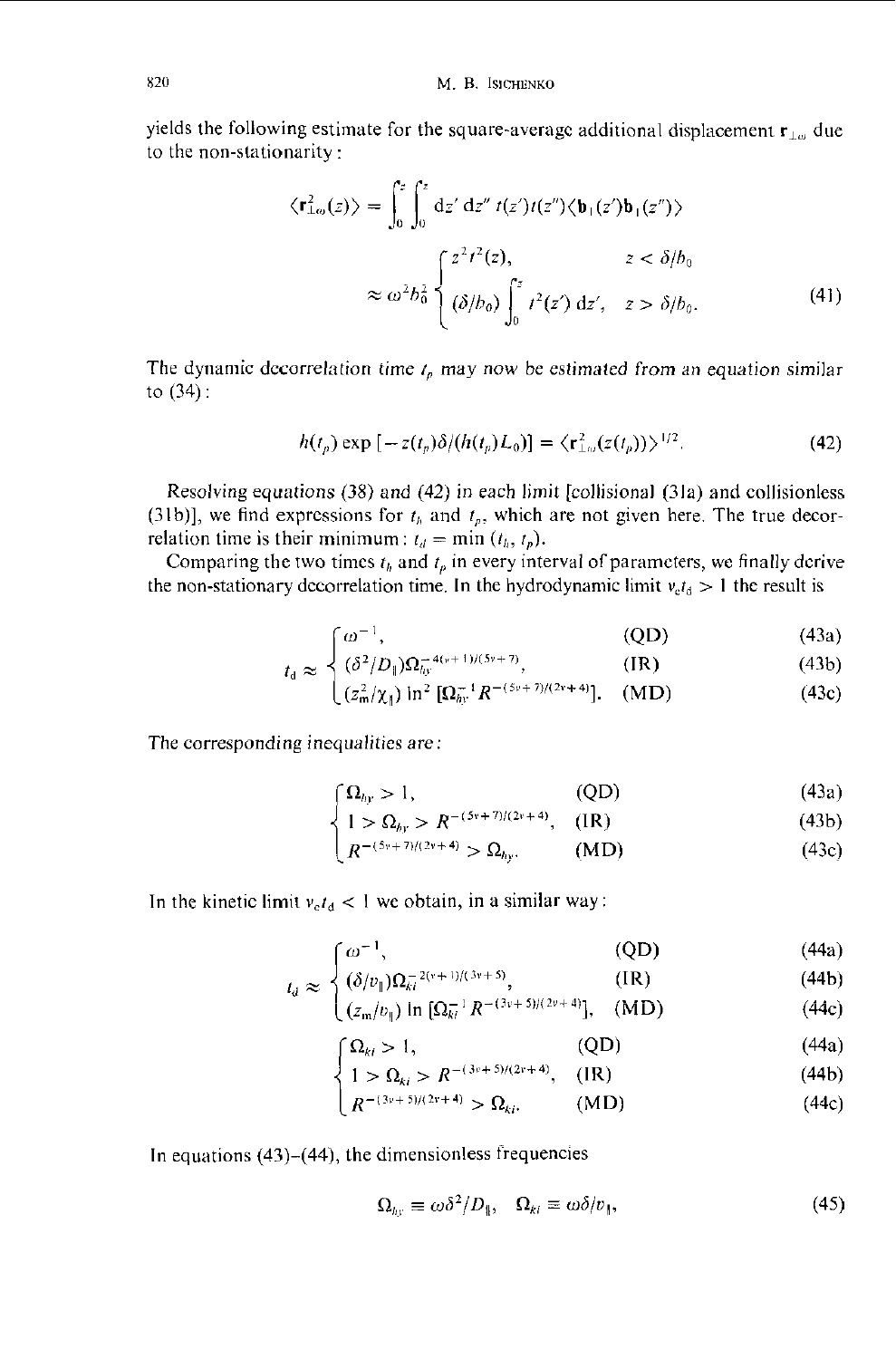yields the following estimate for the square-average additional displacement $\mathbf{r}_{\perp\omega}$ due to the non-stationarity:

$$\langle \mathbf{r}_{\perp\omega}^2(z)\rangle = \int_0^z \int_0^z \mathrm{d}z'\, \mathrm{d}z''\, t(z')t(z'')\langle \mathbf{b}_1(z')\mathbf{b}_1(z'')\rangle$$

$$\approx \omega^2 b_0^2 \begin{cases} z^2 t^2(z), & z < \delta/b_0 \\ (\delta/b_0)\displaystyle\int_0^z t^2(z')\,\mathrm{d}z', & z > \delta/b_0. \end{cases} \tag{41}$$

The dynamic decorrelation time $t_p$ may now be estimated from an equation similar to (34):

$$h(t_p)\exp\left[-z(t_p)\delta/(h(t_p)L_0)\right] = \langle \mathbf{r}_{\perp\omega}^2(z(t_p))\rangle^{1/2}. \tag{42}$$

Resolving equations (38) and (42) in each limit [collisional (31a) and collisionless (31b)], we find expressions for $t_h$ and $t_p$, which are not given here. The true decorrelation time is their minimum: $t_d = \min(t_h, t_p)$.

Comparing the two times $t_h$ and $t_p$ in every interval of parameters, we finally derive the non-stationary decorrelation time. In the hydrodynamic limit $\nu_c t_d > 1$ the result is

$$t_d \approx \begin{cases} \omega^{-1}, & \text{(QD)} \quad (43a)\\ (\delta^2/D_\parallel)\Omega_{hy}^{-4(\nu+1)/(5\nu+7)}, & \text{(IR)} \quad (43b)\\ (z_m^2/\chi_\parallel)\ln^2\left[\Omega_{hy}^{-1}R^{-(5\nu+7)/(2\nu+4)}\right]. & \text{(MD)} \quad (43c) \end{cases}$$

The corresponding inequalities are:

$$\begin{cases} \Omega_{hy} > 1, & \text{(QD)} \quad (43a)\\ 1 > \Omega_{hy} > R^{-(5\nu+7)/(2\nu+4)}, & \text{(IR)} \quad (43b)\\ R^{-(5\nu+7)/(2\nu+4)} > \Omega_{hy}. & \text{(MD)} \quad (43c) \end{cases}$$

In the kinetic limit $\nu_c t_d < 1$ we obtain, in a similar way:

$$t_d \approx \begin{cases} \omega^{-1}, & \text{(QD)} \quad (44a)\\ (\delta/v_\parallel)\Omega_{ki}^{-2(\nu+1)/(3\nu+5)}, & \text{(IR)} \quad (44b)\\ (z_m/v_\parallel)\ln\left[\Omega_{ki}^{-1}R^{-(3\nu+5)/(2\nu+4)}\right], & \text{(MD)} \quad (44c) \end{cases}$$

$$\begin{cases} \Omega_{ki} > 1, & \text{(QD)} \quad (44a)\\ 1 > \Omega_{ki} > R^{-(3\nu+5)/(2\nu+4)}, & \text{(IR)} \quad (44b)\\ R^{-(3\nu+5)/(2\nu+4)} > \Omega_{ki}. & \text{(MD)} \quad (44c) \end{cases}$$

In equations (43)–(44), the dimensionless frequencies

$$\Omega_{hy} \equiv \omega\delta^2/D_\parallel, \quad \Omega_{ki} \equiv \omega\delta/v_\parallel, \tag{45}$$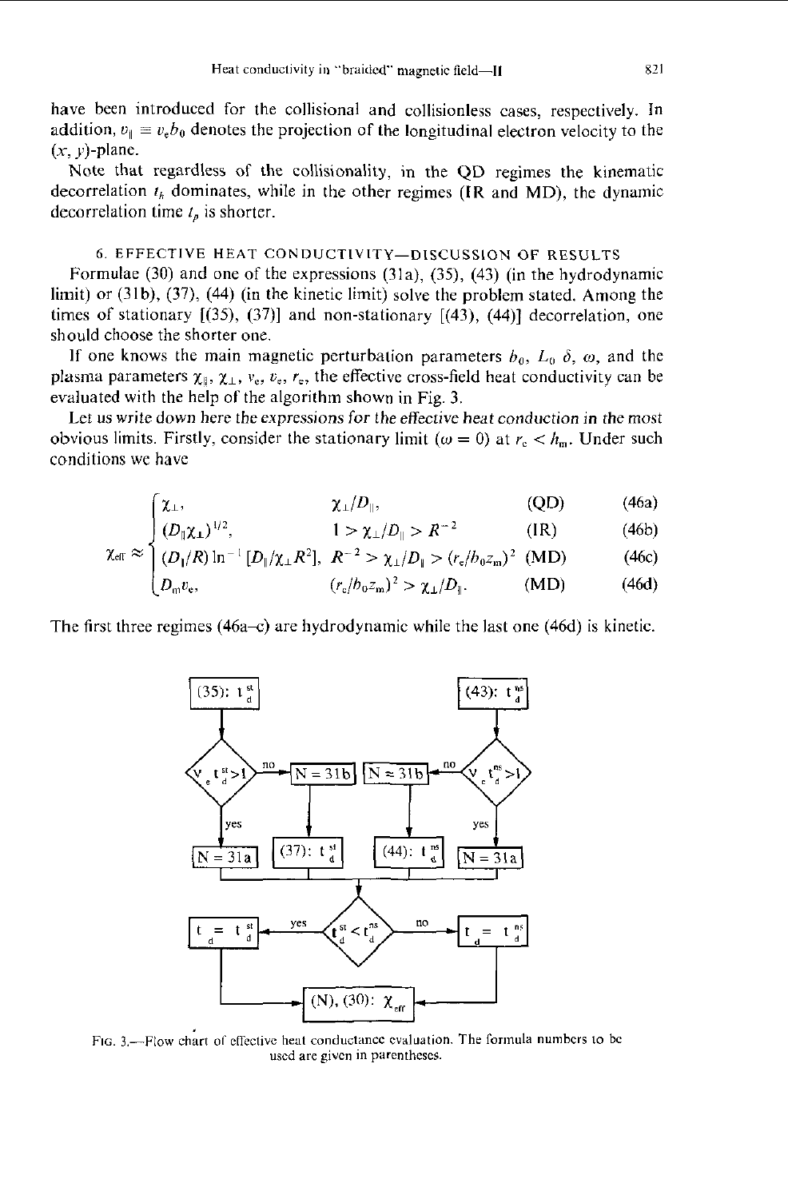have been introduced for the collisional and collisionless cases, respectively. In addition, $v_\parallel \equiv v_e b_0$ denotes the projection of the longitudinal electron velocity to the $(x, y)$-plane.

Note that regardless of the collisionality, in the QD regimes the kinematic decorrelation $t_h$ dominates, while in the other regimes (IR and MD), the dynamic decorrelation time $t_p$ is shorter.

## 6. EFFECTIVE HEAT CONDUCTIVITY—DISCUSSION OF RESULTS

Formulae (30) and one of the expressions (31a), (35), (43) (in the hydrodynamic limit) or (31b), (37), (44) (in the kinetic limit) solve the problem stated. Among the times of stationary [(35), (37)] and non-stationary [(43), (44)] decorrelation, one should choose the shorter one.

If one knows the main magnetic perturbation parameters $b_0$, $L_0$ $\delta$, $\omega$, and the plasma parameters $\chi_\parallel$, $\chi_\perp$, $v_e$, $v_e$, $r_e$, the effective cross-field heat conductivity can be evaluated with the help of the algorithm shown in Fig. 3.

Let us write down here the expressions for the effective heat conduction in the most obvious limits. Firstly, consider the stationary limit ($\omega = 0$) at $r_e < h_m$. Under such conditions we have

$$
\chi_{\text{eff}} \approx \begin{cases}
\chi_\perp, & \chi_\perp/D_\parallel, \quad \text{(QD)} \quad (46a)\\
(D_\parallel \chi_\perp)^{1/2}, & 1 > \chi_\perp/D_\parallel > R^{-2} \quad \text{(IR)} \quad (46b)\\
(D_\parallel/R)\ln^{-1}[D_\parallel/\chi_\perp R^2], & R^{-2} > \chi_\perp/D_\parallel > (r_e/b_0 z_m)^2 \quad \text{(MD)} \quad (46c)\\
D_m v_e, & (r_e/b_0 z_m)^2 > \chi_\perp/D_\parallel. \quad \text{(MD)} \quad (46d)
\end{cases}
$$

The first three regimes (46a–c) are hydrodynamic while the last one (46d) is kinetic.

```
(35): t_d^st                                              (43): t_d^ns
     |                                                         |
<v_e t_d^st > 1> --no--> [N = 31b]     [N ≈ 31b] <--no-- <v_e t_d^ns > 1>
     |yes                    |              |                  |yes
[N = 31a]           [(37): t_d^st]   [(44): t_d^ns]        [N = 31a]
     |___________________|______________|__________________|
                               |
[t_d = t_d^st] <--yes-- <t_d^st < t_d^ns> --no--> [t_d = t_d^ns]
        |                                               |
        +------------> [(N), (30): χ_eff] <-------------+
```

FIG. 3.—Flow chart of effective heat conductance evaluation. The formula numbers to be used are given in parentheses.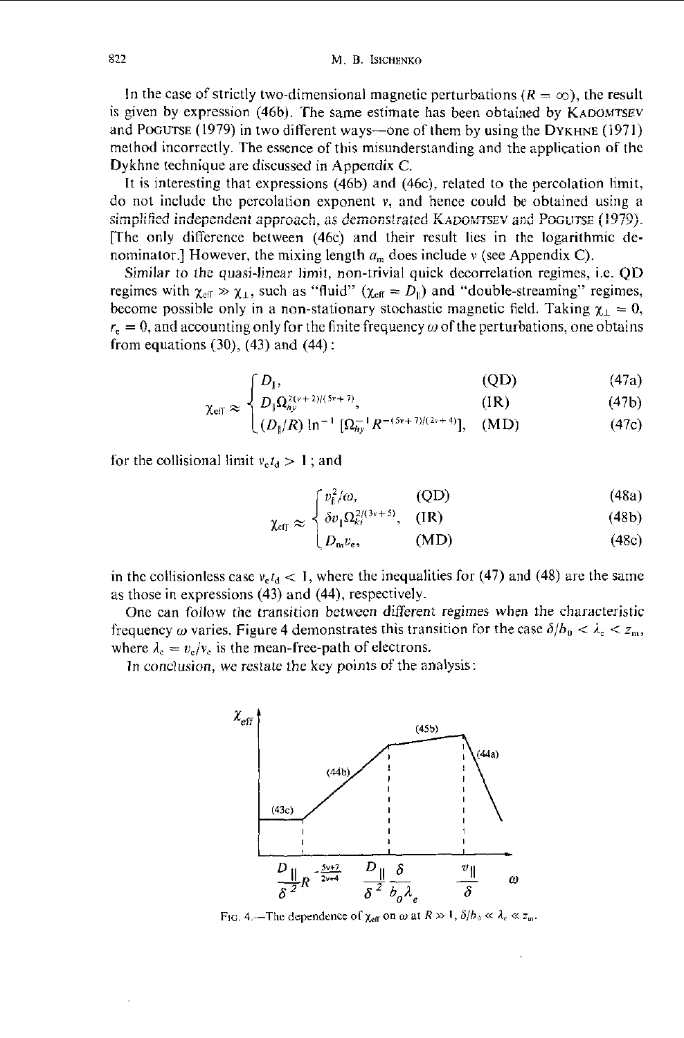In the case of strictly two-dimensional magnetic perturbations ($R = \infty$), the result is given by expression (46b). The same estimate has been obtained by KADOMTSEV and POGUTSE (1979) in two different ways—one of them by using the DYKHNE (1971) method incorrectly. The essence of this misunderstanding and the application of the Dykhne technique are discussed in Appendix C.

It is interesting that expressions (46b) and (46c), related to the percolation limit, do not include the percolation exponent $\nu$, and hence could be obtained using a simplified independent approach, as demonstrated KADOMTSEV and POGUTSE (1979). [The only difference between (46c) and their result lies in the logarithmic denominator.] However, the mixing length $a_m$ does include $\nu$ (see Appendix C).

Similar to the quasi-linear limit, non-trivial quick decorrelation regimes, i.e. QD regimes with $\chi_{\text{eff}} \gg \chi_{\perp}$, such as "fluid" ($\chi_{\text{eff}} = D_{\|}$) and "double-streaming" regimes, become possible only in a non-stationary stochastic magnetic field. Taking $\chi_{\perp} = 0$, $r_e = 0$, and accounting only for the finite frequency $\omega$ of the perturbations, one obtains from equations (30), (43) and (44):

$$
\chi_{\text{eff}} \approx \begin{cases} D_{\|}, & \text{(QD)} \quad (47\text{a}) \\ D_{\|}\Omega_{hy}^{2(\nu+2)/(5\nu+7)}, & \text{(IR)} \quad (47\text{b}) \\ (D_{\|}/R)\ \ln^{-1}[\Omega_{hy}^{-1} R^{-(5\nu+7)/(2\nu+4)}], & \text{(MD)} \quad (47\text{c}) \end{cases}
$$

for the collisional limit $\nu_e t_d > 1$; and

$$
\chi_{\text{eff}} \approx \begin{cases} v_{\|}^2/\omega, & \text{(QD)} \quad (48\text{a}) \\ \delta v_{\|}\Omega_{ki}^{2/(3\nu+5)}, & \text{(IR)} \quad (48\text{b}) \\ D_m v_e, & \text{(MD)} \quad (48\text{c}) \end{cases}
$$

in the collisionless case $\nu_e t_d < 1$, where the inequalities for (47) and (48) are the same as those in expressions (43) and (44), respectively.

One can follow the transition between different regimes when the characteristic frequency $\omega$ varies. Figure 4 demonstrates this transition for the case $\delta/b_0 < \lambda_e < z_m$, where $\lambda_e = v_e/\nu_e$ is the mean-free-path of electrons.

In conclusion, we restate the key points of the analysis:

FIG. 4.—The dependence of $\chi_{\text{eff}}$ on $\omega$ at $R \gg 1$, $\delta/b_0 \ll \lambda_e \ll z_m$.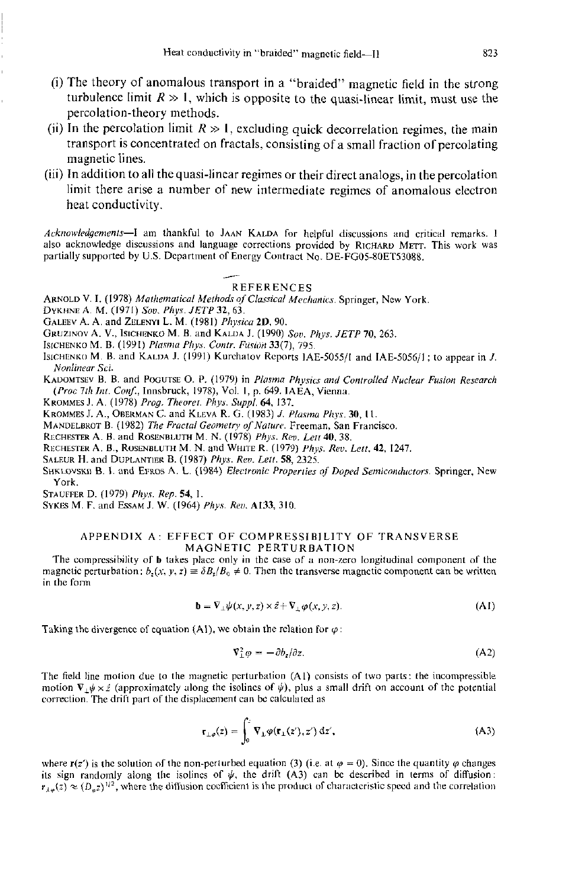(i) The theory of anomalous transport in a "braided" magnetic field in the strong turbulence limit $R \gg 1$, which is opposite to the quasi-linear limit, must use the percolation-theory methods.

(ii) In the percolation limit $R \gg 1$, excluding quick decorrelation regimes, the main transport is concentrated on fractals, consisting of a small fraction of percolating magnetic lines.

(iii) In addition to all the quasi-linear regimes or their direct analogs, in the percolation limit there arise a number of new intermediate regimes of anomalous electron heat conductivity.

*Acknowledgements*—I am thankful to JAAN KALDA for helpful discussions and critical remarks. I also acknowledge discussions and language corrections provided by RICHARD METT. This work was partially supported by U.S. Department of Energy Contract No. DE-FG05-80ET53088.

## REFERENCES

ARNOLD V. I. (1978) *Mathematical Methods of Classical Mechanics*. Springer, New York.

DYKHNE A. M. (1971) *Sov. Phys. JETP* **32**, 63.

GALEEV A. A. and ZELENYI L. M. (1981) *Physica* **2D**, 90.

GRUZINOV A. V., ISICHENKO M. B. and KALDA J. (1990) *Sov. Phys. JETP* **70**, 263.

ISICHENKO M. B. (1991) *Plasma Phys. Contr. Fusion* **33**(7), 795.

ISICHENKO M. B. and KALDA J. (1991) Kurchatov Reports IAE-5055/1 and IAE-5056/1; to appear in *J. Nonlinear Sci.*

KADOMTSEV B. B. and POGUTSE O. P. (1979) in *Plasma Physics and Controlled Nuclear Fusion Research* (*Proc 7th Int. Conf.*, Innsbruck, 1978), Vol. 1, p. 649. IAEA, Vienna.

KROMMES J. A. (1978) *Prog. Theoret. Phys. Suppl.* **64**, 137.

KROMMES J. A., OBERMAN C. and KLEVA R. G. (1983) *J. Plasma Phys.* **30**, 11.

MANDELBROT B. (1982) *The Fractal Geometry of Nature*. Freeman, San Francisco.

RECHESTER A. B. and ROSENBLUTH M. N. (1978) *Phys. Rev. Lett* **40**, 38.

RECHESTER A. B., ROSENBLUTH M. N. and WHITE R. (1979) *Phys. Rev. Lett.* **42**, 1247.

SALEUR H. and DUPLANTIER B. (1987) *Phys. Rev. Lett.* **58**, 2325.

SHKLOVSKII B. I. and EFROS A. L. (1984) *Electronic Properties of Doped Semiconductors*. Springer, New York.

STAUFFER D. (1979) *Phys. Rep.* **54**, 1.

SYKES M. F. and ESSAM J. W. (1964) *Phys. Rev.* **A133**, 310.

## APPENDIX A: EFFECT OF COMPRESSIBILITY OF TRANSVERSE MAGNETIC PERTURBATION

The compressibility of $\mathbf{b}$ takes place only in the case of a non-zero longitudinal component of the magnetic perturbation; $b_z(x, y, z) \equiv \delta B_z/B_0 \neq 0$. Then the transverse magnetic component can be written in the form

$$\mathbf{b} = \nabla_{\perp}\psi(x, y, z) \times \hat{z} + \nabla_{\perp}\varphi(x, y, z). \tag{A1}$$

Taking the divergence of equation (A1), we obtain the relation for $\varphi$:

$$\nabla_{\perp}^2 \varphi = -\partial b_z/\partial z. \tag{A2}$$

The field line motion due to the magnetic perturbation (A1) consists of two parts: the incompressible motion $\nabla_{\perp}\psi \times \hat{z}$ (approximately along the isolines of $\psi$), plus a small drift on account of the potential correction. The drift part of the displacement can be calculated as

$$\mathbf{r}_{\perp\varphi}(z) = \int_0^z \nabla_{\perp}\varphi(\mathbf{r}_{\perp}(z'), z')\,\mathrm{d}z', \tag{A3}$$

where $\mathbf{r}(z')$ is the solution of the non-perturbed equation (3) (i.e. at $\varphi = 0$). Since the quantity $\varphi$ changes its sign randomly along the isolines of $\psi$, the drift (A3) can be described in terms of diffusion: $r_{\perp\varphi}(z) \approx (D_{\varphi}z)^{1/2}$, where the diffusion coefficient is the product of characteristic speed and the correlation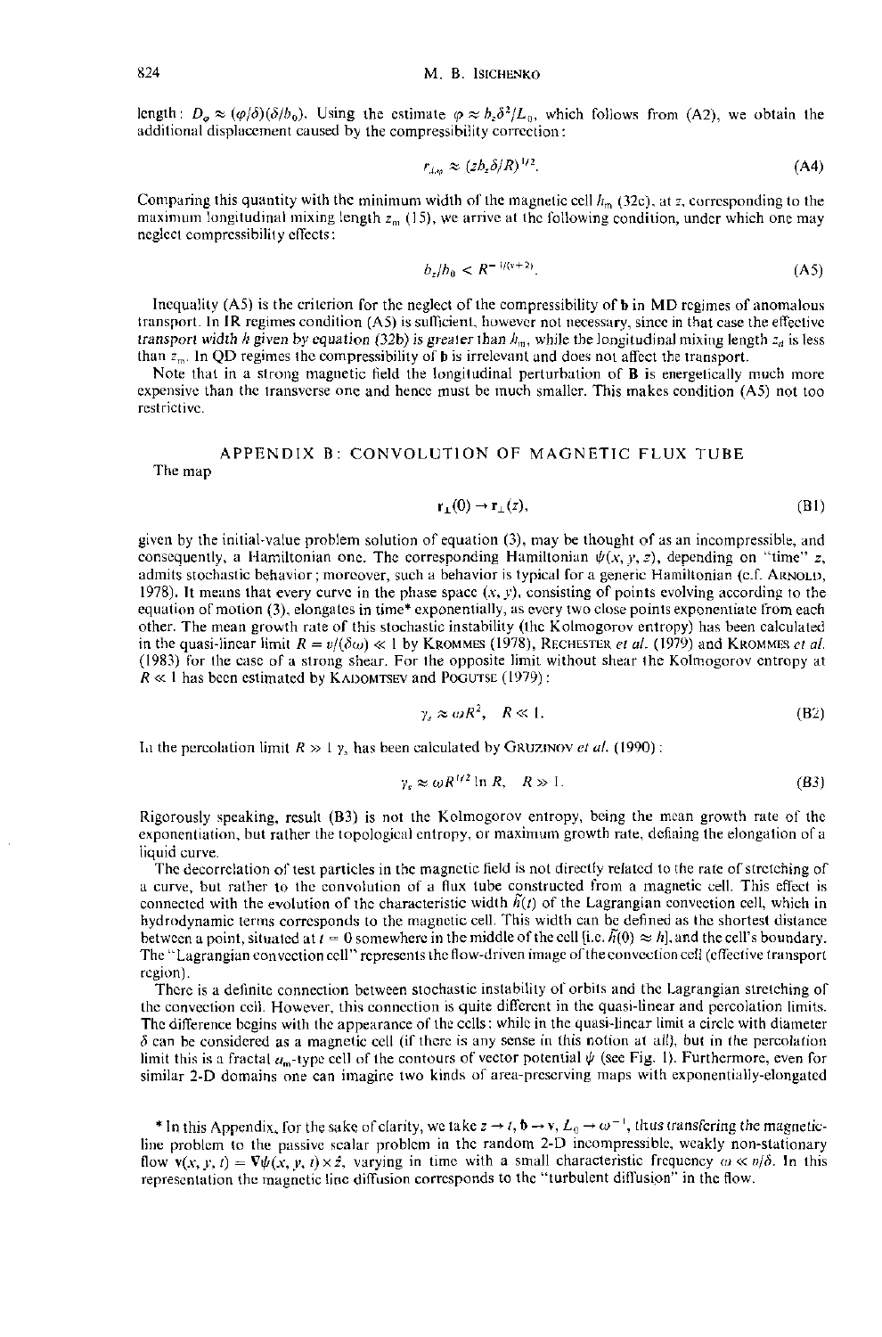length: $D_\varphi \approx (\varphi/\delta)(\delta/b_0)$. Using the estimate $\varphi \approx b_z\delta^2/L_0$, which follows from (A2), we obtain the additional displacement caused by the compressibility correction:

$$r_{d,\varphi} \approx (zb_z\delta/R)^{1/2}. \tag{A4}$$

Comparing this quantity with the minimum width of the magnetic cell $h_m$ (32c), at $z$, corresponding to the maximum longitudinal mixing length $z_m$ (15), we arrive at the following condition, under which one may neglect compressibility effects:

$$b_z/b_0 < R^{-1/(v+2)}. \tag{A5}$$

Inequality (A5) is the criterion for the neglect of the compressibility of **b** in MD regimes of anomalous transport. In IR regimes condition (A5) is sufficient, however not necessary, since in that case the effective transport width $h$ given by equation (32b) is greater than $h_m$, while the longitudinal mixing length $z_d$ is less than $z_m$. In QD regimes the compressibility of **b** is irrelevant and does not affect the transport.

Note that in a strong magnetic field the longitudinal perturbation of **B** is energetically much more expensive than the transverse one and hence must be much smaller. This makes condition (A5) not too restrictive.

## APPENDIX B: CONVOLUTION OF MAGNETIC FLUX TUBE

The map

$$\mathbf{r}_\perp(0) \to \mathbf{r}_\perp(z), \tag{B1}$$

given by the initial-value problem solution of equation (3), may be thought of as an incompressible, and consequently, a Hamiltonian one. The corresponding Hamiltonian $\psi(x, y, z)$, depending on "time" $z$, admits stochastic behavior; moreover, such a behavior is typical for a generic Hamiltonian (c.f. Arnold, 1978). It means that every curve in the phase space $(x, y)$, consisting of points evolving according to the equation of motion (3), elongates in time* exponentially, as every two close points exponentiate from each other. The mean growth rate of this stochastic instability (the Kolmogorov entropy) has been calculated in the quasi-linear limit $R = v/(\delta\omega) \ll 1$ by Krommes (1978), Rechester *et al.* (1979) and Krommes *et al.* (1983) for the case of a strong shear. For the opposite limit without shear the Kolmogorov entropy at $R \ll 1$ has been estimated by Kadomtsev and Pogutse (1979):

$$\gamma_s \approx \omega R^2, \quad R \ll 1. \tag{B2}$$

In the percolation limit $R \gg 1$ $\gamma_s$ has been calculated by Gruzinov *et al.* (1990):

$$\gamma_s \approx \omega R^{1/2} \ln R, \quad R \gg 1. \tag{B3}$$

Rigorously speaking, result (B3) is not the Kolmogorov entropy, being the mean growth rate of the exponentiation, but rather the topological entropy, or maximum growth rate, defining the elongation of a liquid curve.

The decorrelation of test particles in the magnetic field is not directly related to the rate of stretching of a curve, but rather to the convolution of a flux tube constructed from a magnetic cell. This effect is connected with the evolution of the characteristic width $\tilde{h}(t)$ of the Lagrangian convection cell, which in hydrodynamic terms corresponds to the magnetic cell. This width can be defined as the shortest distance between a point, situated at $t = 0$ somewhere in the middle of the cell [i.e. $\tilde{h}(0) \approx h$], and the cell's boundary. The "Lagrangian convection cell" represents the flow-driven image of the convection cell (effective transport region).

There is a definite connection between stochastic instability of orbits and the Lagrangian stretching of the convection cell. However, this connection is quite different in the quasi-linear and percolation limits. The difference begins with the appearance of the cells: while in the quasi-linear limit a circle with diameter $\delta$ can be considered as a magnetic cell (if there is any sense in this notion at all), but in the percolation limit this is a fractal $a_m$-type cell of the contours of vector potential $\psi$ (see Fig. 1). Furthermore, even for similar 2-D domains one can imagine two kinds of area-preserving maps with exponentially-elongated

\* In this Appendix, for the sake of clarity, we take $z \to t$, $\mathbf{b} \to \mathbf{v}$, $L_0 \to \omega^{-1}$, thus transfering the magnetic-line problem to the passive scalar problem in the random 2-D incompressible, weakly non-stationary flow $\mathbf{v}(x, y, t) = \nabla\psi(x, y, t) \times \hat{z}$, varying in time with a small characteristic frequency $\omega \ll v/\delta$. In this representation the magnetic line diffusion corresponds to the "turbulent diffusion" in the flow.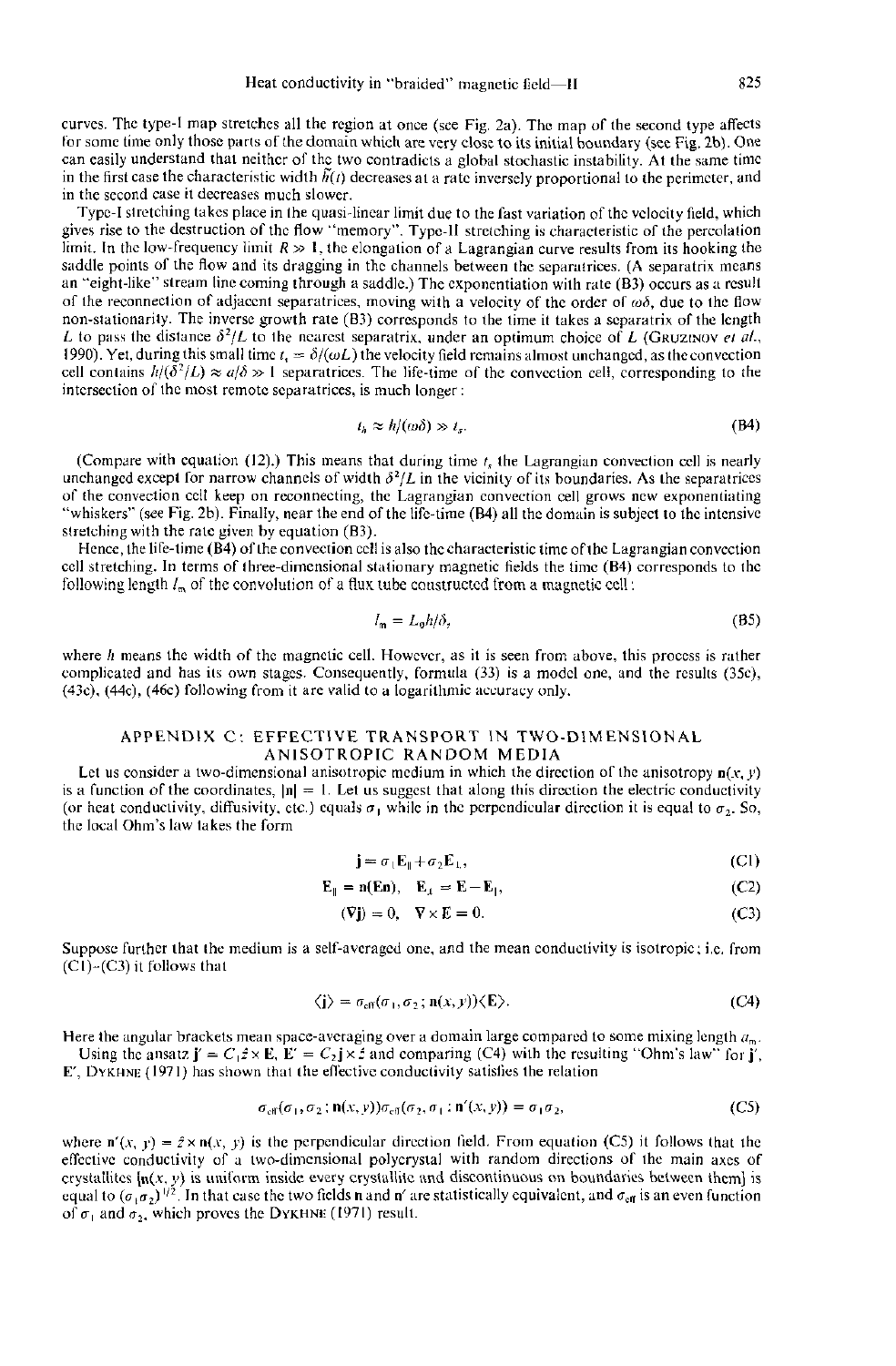curves. The type-I map stretches all the region at once (see Fig. 2a). The map of the second type affects for some time only those parts of the domain which are very close to its initial boundary (see Fig. 2b). One can easily understand that neither of the two contradicts a global stochastic instability. At the same time in the first case the characteristic width $\tilde{h}(t)$ decreases at a rate inversely proportional to the perimeter, and in the second case it decreases much slower.

Type-I stretching takes place in the quasi-linear limit due to the fast variation of the velocity field, which gives rise to the destruction of the flow "memory". Type-II stretching is characteristic of the percolation limit. In the low-frequency limit $R \gg 1$, the elongation of a Lagrangian curve results from its hooking the saddle points of the flow and its dragging in the channels between the separatrices. (A separatrix means an "eight-like" stream line coming through a saddle.) The exponentiation with rate (B3) occurs as a result of the reconnection of adjacent separatrices, moving with a velocity of the order of $\omega\delta$, due to the flow non-stationarity. The inverse growth rate (B3) corresponds to the time it takes a separatrix of the length $L$ to pass the distance $\delta^2/L$ to the nearest separatrix, under an optimum choice of $L$ (GRUZINOV *et al.*, 1990). Yet, during this small time $t_s = \delta/(\omega L)$ the velocity field remains almost unchanged, as the convection cell contains $h/(\delta^2/L) \approx a/\delta \gg 1$ separatrices. The life-time of the convection cell, corresponding to the intersection of the most remote separatrices, is much longer:

$$t_h \approx h/(\omega\delta) \gg t_s. \tag{B4}$$

(Compare with equation (12).) This means that during time $t_s$ the Lagrangian convection cell is nearly unchanged except for narrow channels of width $\delta^2/L$ in the vicinity of its boundaries. As the separatrices of the convection cell keep on reconnecting, the Lagrangian convection cell grows new exponentiating "whiskers" (see Fig. 2b). Finally, near the end of the life-time (B4) all the domain is subject to the intensive stretching with the rate given by equation (B3).

Hence, the life-time (B4) of the convection cell is also the characteristic time of the Lagrangian convection cell stretching. In terms of three-dimensional stationary magnetic fields the time (B4) corresponds to the following length $l_m$ of the convolution of a flux tube constructed from a magnetic cell:

$$l_m = L_0 h/\delta, \tag{B5}$$

where $h$ means the width of the magnetic cell. However, as it is seen from above, this process is rather complicated and has its own stages. Consequently, formula (33) is a model one, and the results (35c), (43c), (44c), (46c) following from it are valid to a logarithmic accuracy only.

## APPENDIX C: EFFECTIVE TRANSPORT IN TWO-DIMENSIONAL ANISOTROPIC RANDOM MEDIA

Let us consider a two-dimensional anisotropic medium in which the direction of the anisotropy $\mathbf{n}(x, y)$ is a function of the coordinates, $|\mathbf{n}| = 1$. Let us suggest that along this direction the electric conductivity (or heat conductivity, diffusivity, etc.) equals $\sigma_1$ while in the perpendicular direction it is equal to $\sigma_2$. So, the local Ohm's law takes the form

$$\mathbf{j} = \sigma_1 \mathbf{E}_\parallel + \sigma_2 \mathbf{E}_\perp, \tag{C1}$$

$$\mathbf{E}_\parallel = \mathbf{n}(\mathbf{E}\mathbf{n}), \quad \mathbf{E}_\perp = \mathbf{E} - \mathbf{E}_\parallel, \tag{C2}$$

$$(\nabla \mathbf{j}) = 0, \quad \nabla \times \mathbf{E} = 0. \tag{C3}$$

Suppose further that the medium is a self-averaged one, and the mean conductivity is isotropic; i.e. from (C1)–(C3) it follows that

$$\langle \mathbf{j} \rangle = \sigma_{\text{eff}}(\sigma_1, \sigma_2; \mathbf{n}(x, y)) \langle \mathbf{E} \rangle. \tag{C4}$$

Here the angular brackets mean space-averaging over a domain large compared to some mixing length $a_m$.

Using the ansatz $\mathbf{j}' = C_1 \hat{z} \times \mathbf{E}$, $\mathbf{E}' = C_2 \mathbf{j} \times \hat{z}$ and comparing (C4) with the resulting "Ohm's law" for $\mathbf{j}'$, $\mathbf{E}'$, DYKHNE (1971) has shown that the effective conductivity satisfies the relation

$$\sigma_{\text{eff}}(\sigma_1, \sigma_2; \mathbf{n}(x, y)) \sigma_{\text{eff}}(\sigma_2, \sigma_1; \mathbf{n}'(x, y)) = \sigma_1 \sigma_2, \tag{C5}$$

where $\mathbf{n}'(x, y) = \hat{z} \times \mathbf{n}(x, y)$ is the perpendicular direction field. From equation (C5) it follows that the effective conductivity of a two-dimensional polycrystal with random directions of the main axes of crystallites [$\mathbf{n}(x, y)$ is uniform inside every crystallite and discontinuous on boundaries between them] is equal to $(\sigma_1 \sigma_2)^{1/2}$. In that case the two fields $\mathbf{n}$ and $\mathbf{n}'$ are statistically equivalent, and $\sigma_{\text{eff}}$ is an even function of $\sigma_1$ and $\sigma_2$, which proves the DYKHNE (1971) result.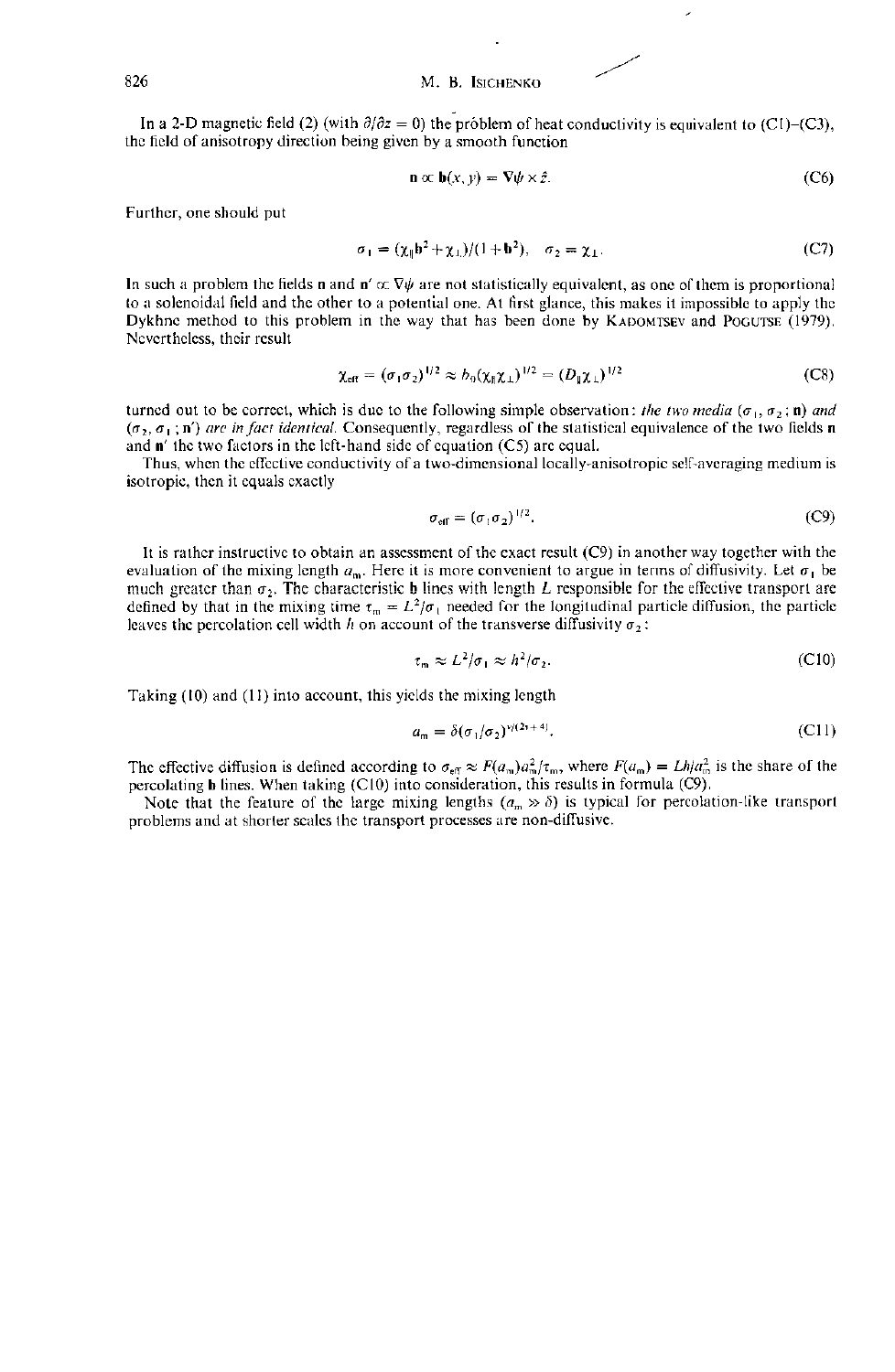In a 2-D magnetic field (2) (with $\partial/\partial z = 0$) the problem of heat conductivity is equivalent to (C1)–(C3), the field of anisotropy direction being given by a smooth function

$$\mathbf{n} \propto \mathbf{b}(x, y) = \nabla\psi \times \hat{z}. \tag{C6}$$

Further, one should put

$$\sigma_1 = (\chi_\parallel \mathbf{b}^2 + \chi_\perp)/(1+\mathbf{b}^2), \quad \sigma_2 = \chi_\perp. \tag{C7}$$

In such a problem the fields $\mathbf{n}$ and $\mathbf{n}' \propto \nabla\psi$ are not statistically equivalent, as one of them is proportional to a solenoidal field and the other to a potential one. At first glance, this makes it impossible to apply the Dykhne method to this problem in the way that has been done by KADOMTSEV and POGUTSE (1979). Nevertheless, their result

$$\chi_{\text{eff}} = (\sigma_1\sigma_2)^{1/2} \approx b_0(\chi_\parallel\chi_\perp)^{1/2} = (D_\parallel\chi_\perp)^{1/2} \tag{C8}$$

turned out to be correct, which is due to the following simple observation: *the two media* $(\sigma_1, \sigma_2; \mathbf{n})$ *and* $(\sigma_2, \sigma_1; \mathbf{n}')$ *are in fact identical.* Consequently, regardless of the statistical equivalence of the two fields $\mathbf{n}$ and $\mathbf{n}'$ the two factors in the left-hand side of equation (C5) are equal.

Thus, when the effective conductivity of a two-dimensional locally-anisotropic self-averaging medium is isotropic, then it equals exactly

$$\sigma_{\text{eff}} = (\sigma_1\sigma_2)^{1/2}. \tag{C9}$$

It is rather instructive to obtain an assessment of the exact result (C9) in another way together with the evaluation of the mixing length $a_m$. Here it is more convenient to argue in terms of diffusivity. Let $\sigma_1$ be much greater than $\sigma_2$. The characteristic $\mathbf{b}$ lines with length $L$ responsible for the effective transport are defined by that in the mixing time $\tau_m = L^2/\sigma_1$ needed for the longitudinal particle diffusion, the particle leaves the percolation cell width $h$ on account of the transverse diffusivity $\sigma_2$:

$$\tau_m \approx L^2/\sigma_1 \approx h^2/\sigma_2. \tag{C10}$$

Taking (10) and (11) into account, this yields the mixing length

$$a_m = \delta(\sigma_1/\sigma_2)^{\nu/(2\nu+4)}. \tag{C11}$$

The effective diffusion is defined according to $\sigma_{\text{eff}} \approx F(a_m)a_m^2/\tau_m$, where $F(a_m) = Lh/a_m^2$ is the share of the percolating $\mathbf{b}$ lines. When taking (C10) into consideration, this results in formula (C9).

Note that the feature of the large mixing lengths ($a_m \gg \delta$) is typical for percolation-like transport problems and at shorter scales the transport processes are non-diffusive.